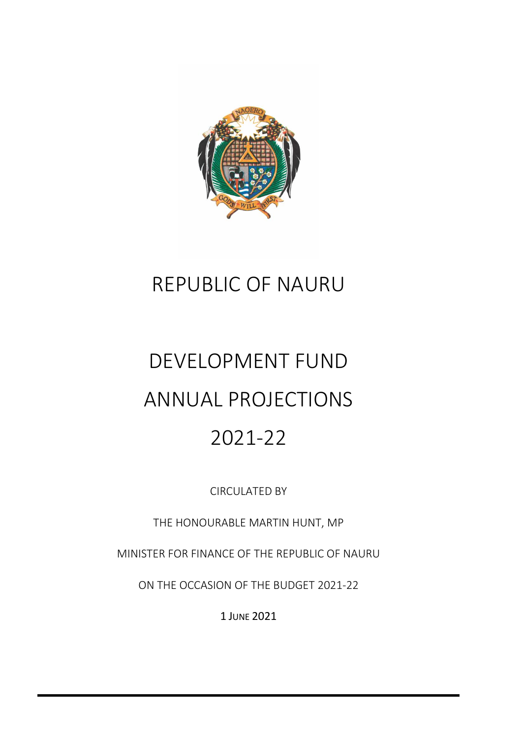# REPUBLIC OF NAURU

# DEVELOPMENT FUND ANNUAL PROJECTIONS 2021-22

CIRCULATED BY

THE HONOURABLE MARTIN HUNT, MP

MINISTER FOR FINANCE OF THE REPUBLIC OF NAURU

ON THE OCCASION OF THE BUDGET 2021-22

1 JUNE 2021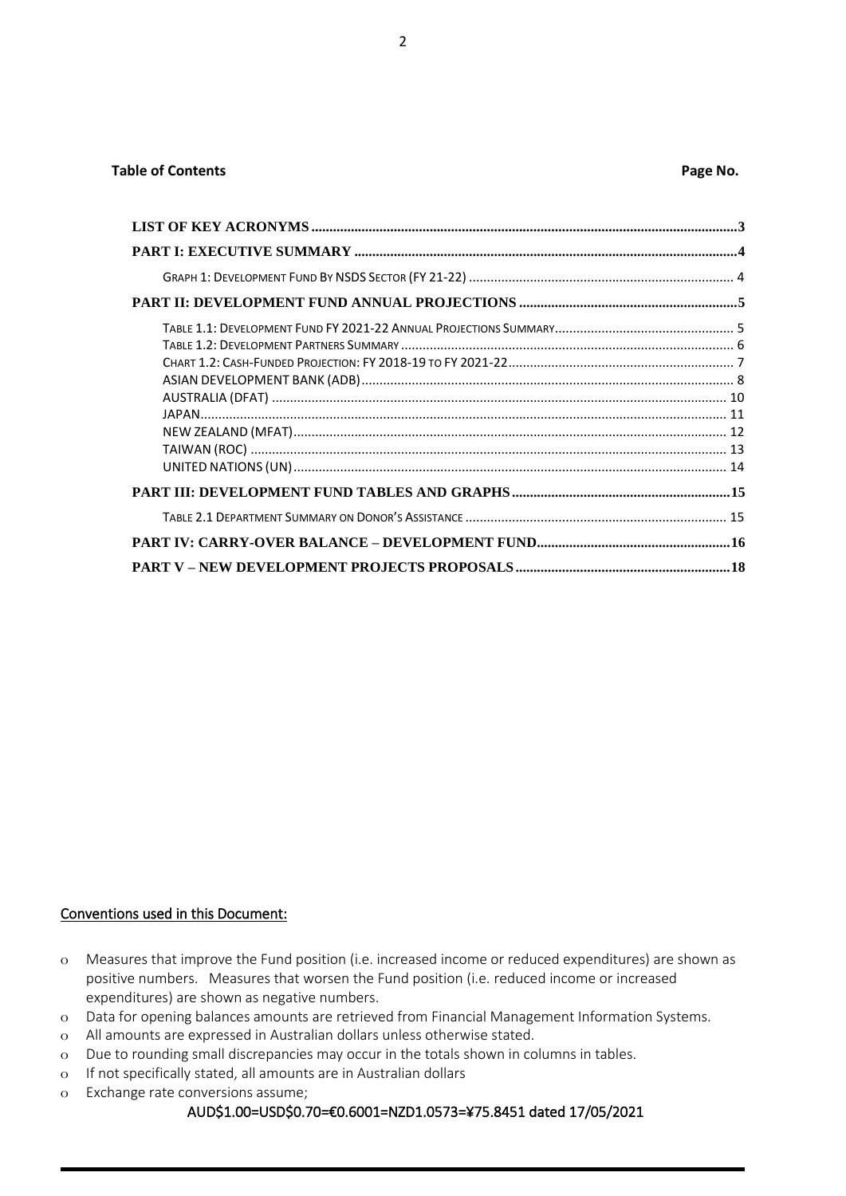**Table of Contents** **Page No.**

| | |
|---|---|
| **LIST OF KEY ACRONYMS** | **3** |
| **PART I: EXECUTIVE SUMMARY** | **4** |
| GRAPH 1: DEVELOPMENT FUND BY NSDS SECTOR (FY 21-22) | 4 |
| **PART II: DEVELOPMENT FUND ANNUAL PROJECTIONS** | **5** |
| TABLE 1.1: DEVELOPMENT FUND FY 2021-22 ANNUAL PROJECTIONS SUMMARY | 5 |
| TABLE 1.2: DEVELOPMENT PARTNERS SUMMARY | 6 |
| CHART 1.2: CASH-FUNDED PROJECTION: FY 2018-19 TO FY 2021-22 | 7 |
| ASIAN DEVELOPMENT BANK (ADB) | 8 |
| AUSTRALIA (DFAT) | 10 |
| JAPAN | 11 |
| NEW ZEALAND (MFAT) | 12 |
| TAIWAN (ROC) | 13 |
| UNITED NATIONS (UN) | 14 |
| **PART III: DEVELOPMENT FUND TABLES AND GRAPHS** | **15** |
| TABLE 2.1 DEPARTMENT SUMMARY ON DONOR'S ASSISTANCE | 15 |
| **PART IV: CARRY-OVER BALANCE – DEVELOPMENT FUND** | **16** |
| **PART V – NEW DEVELOPMENT PROJECTS PROPOSALS** | **18** |

## Conventions used in this Document:

- Measures that improve the Fund position (i.e. increased income or reduced expenditures) are shown as positive numbers. Measures that worsen the Fund position (i.e. reduced income or increased expenditures) are shown as negative numbers.
- Data for opening balances amounts are retrieved from Financial Management Information Systems.
- All amounts are expressed in Australian dollars unless otherwise stated.
- Due to rounding small discrepancies may occur in the totals shown in columns in tables.
- If not specifically stated, all amounts are in Australian dollars
- Exchange rate conversions assume;

AUD$1.00=USD$0.70=€0.6001=NZD1.0573=¥75.8451 dated 17/05/2021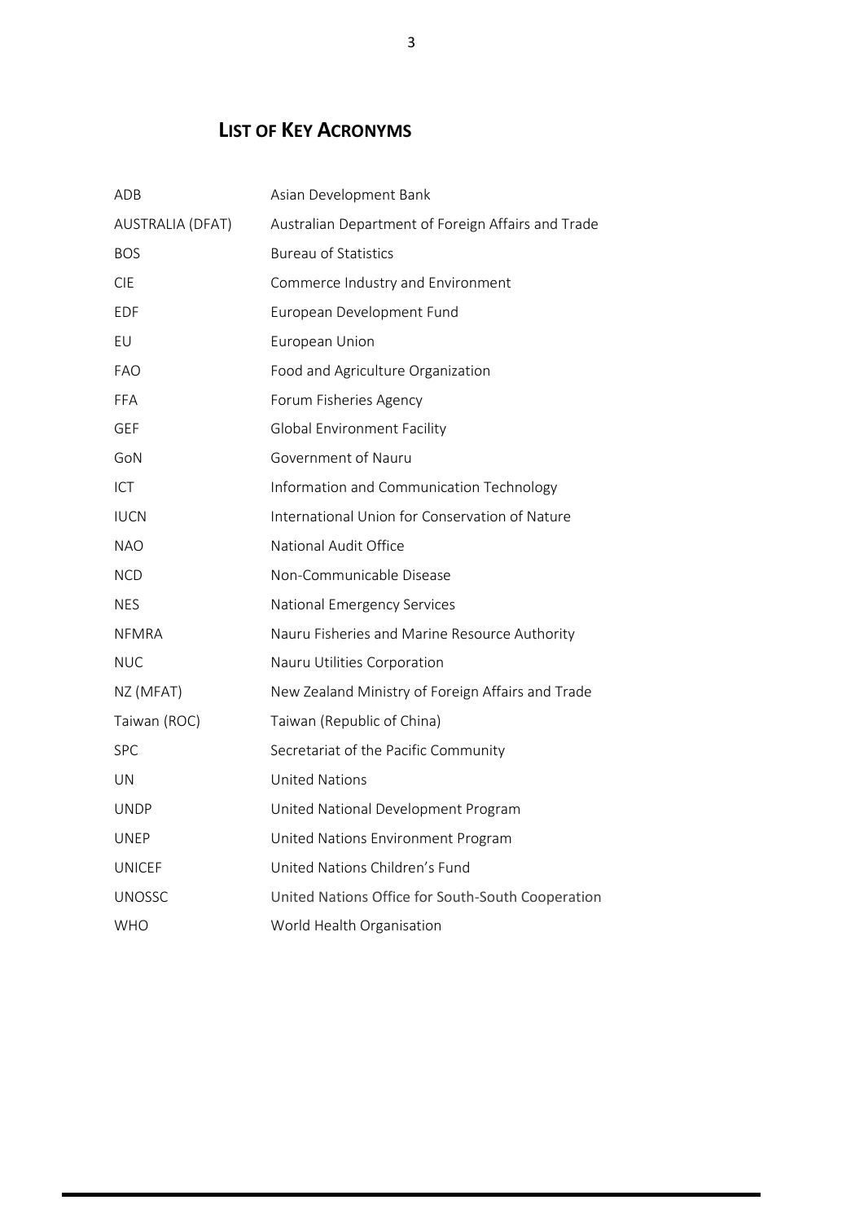# LIST OF KEY ACRONYMS

| | |
|---|---|
| ADB | Asian Development Bank |
| AUSTRALIA (DFAT) | Australian Department of Foreign Affairs and Trade |
| BOS | Bureau of Statistics |
| CIE | Commerce Industry and Environment |
| EDF | European Development Fund |
| EU | European Union |
| FAO | Food and Agriculture Organization |
| FFA | Forum Fisheries Agency |
| GEF | Global Environment Facility |
| GoN | Government of Nauru |
| ICT | Information and Communication Technology |
| IUCN | International Union for Conservation of Nature |
| NAO | National Audit Office |
| NCD | Non-Communicable Disease |
| NES | National Emergency Services |
| NFMRA | Nauru Fisheries and Marine Resource Authority |
| NUC | Nauru Utilities Corporation |
| NZ (MFAT) | New Zealand Ministry of Foreign Affairs and Trade |
| Taiwan (ROC) | Taiwan (Republic of China) |
| SPC | Secretariat of the Pacific Community |
| UN | United Nations |
| UNDP | United National Development Program |
| UNEP | United Nations Environment Program |
| UNICEF | United Nations Children's Fund |
| UNOSSC | United Nations Office for South-South Cooperation |
| WHO | World Health Organisation |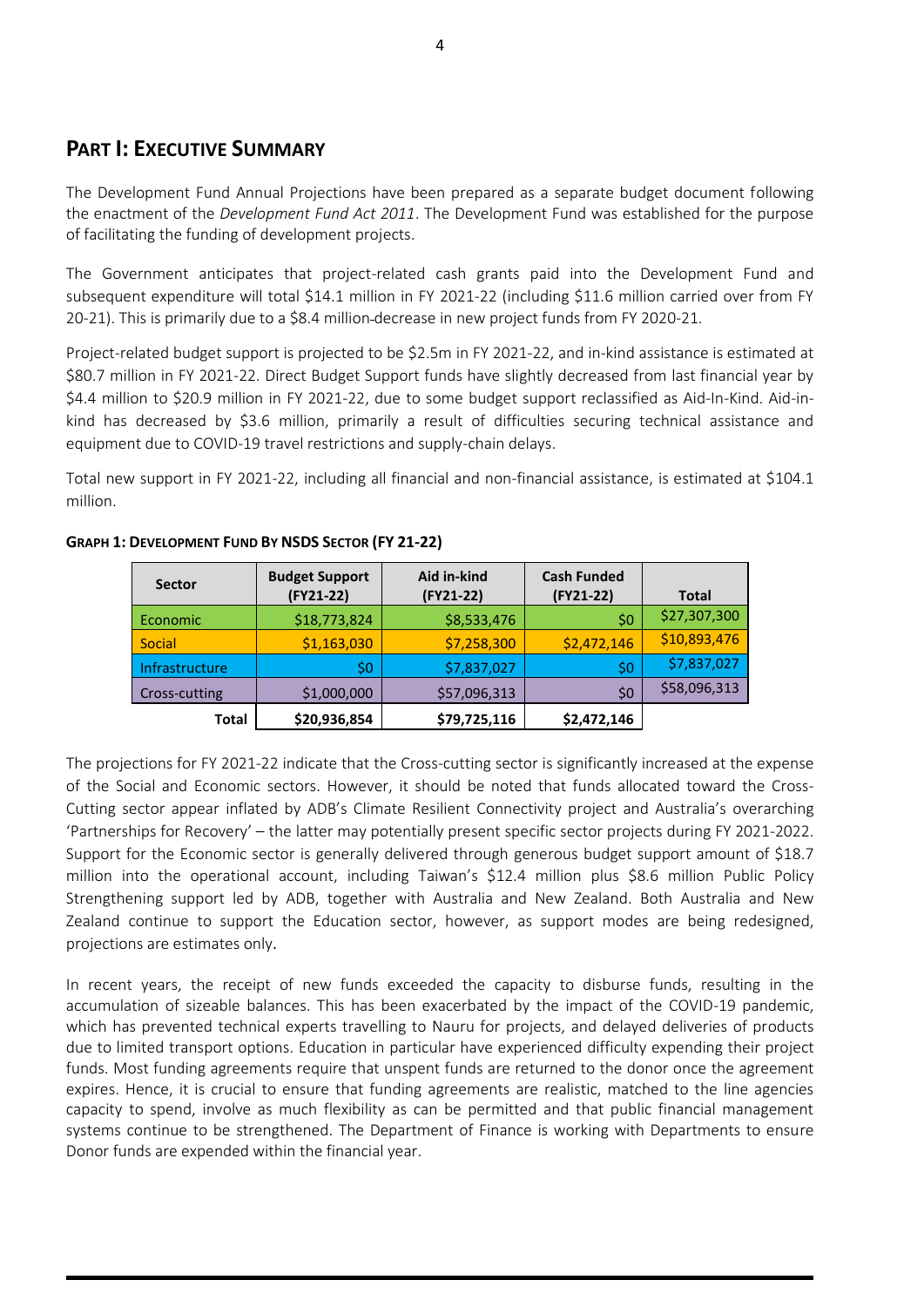## PART I: EXECUTIVE SUMMARY

The Development Fund Annual Projections have been prepared as a separate budget document following the enactment of the *Development Fund Act 2011*. The Development Fund was established for the purpose of facilitating the funding of development projects.

The Government anticipates that project-related cash grants paid into the Development Fund and subsequent expenditure will total $14.1 million in FY 2021-22 (including $11.6 million carried over from FY 20-21). This is primarily due to a $8.4 million decrease in new project funds from FY 2020-21.

Project-related budget support is projected to be $2.5m in FY 2021-22, and in-kind assistance is estimated at $80.7 million in FY 2021-22. Direct Budget Support funds have slightly decreased from last financial year by $4.4 million to $20.9 million in FY 2021-22, due to some budget support reclassified as Aid-In-Kind. Aid-in-kind has decreased by $3.6 million, primarily a result of difficulties securing technical assistance and equipment due to COVID-19 travel restrictions and supply-chain delays.

Total new support in FY 2021-22, including all financial and non-financial assistance, is estimated at $104.1 million.

**GRAPH 1: DEVELOPMENT FUND BY NSDS SECTOR (FY 21-22)**

| Sector | Budget Support (FY21-22) | Aid in-kind (FY21-22) | Cash Funded (FY21-22) | Total |
|---|---|---|---|---|
| Economic | $18,773,824 | $8,533,476 | $0 | $27,307,300 |
| Social | $1,163,030 | $7,258,300 | $2,472,146 | $10,893,476 |
| Infrastructure | $0 | $7,837,027 | $0 | $7,837,027 |
| Cross-cutting | $1,000,000 | $57,096,313 | $0 | $58,096,313 |
| **Total** | **$20,936,854** | **$79,725,116** | **$2,472,146** | |

The projections for FY 2021-22 indicate that the Cross-cutting sector is significantly increased at the expense of the Social and Economic sectors. However, it should be noted that funds allocated toward the Cross-Cutting sector appear inflated by ADB's Climate Resilient Connectivity project and Australia's overarching 'Partnerships for Recovery' – the latter may potentially present specific sector projects during FY 2021-2022. Support for the Economic sector is generally delivered through generous budget support amount of $18.7 million into the operational account, including Taiwan's $12.4 million plus $8.6 million Public Policy Strengthening support led by ADB, together with Australia and New Zealand. Both Australia and New Zealand continue to support the Education sector, however, as support modes are being redesigned, projections are estimates only.

In recent years, the receipt of new funds exceeded the capacity to disburse funds, resulting in the accumulation of sizeable balances. This has been exacerbated by the impact of the COVID-19 pandemic, which has prevented technical experts travelling to Nauru for projects, and delayed deliveries of products due to limited transport options. Education in particular have experienced difficulty expending their project funds. Most funding agreements require that unspent funds are returned to the donor once the agreement expires. Hence, it is crucial to ensure that funding agreements are realistic, matched to the line agencies capacity to spend, involve as much flexibility as can be permitted and that public financial management systems continue to be strengthened. The Department of Finance is working with Departments to ensure Donor funds are expended within the financial year.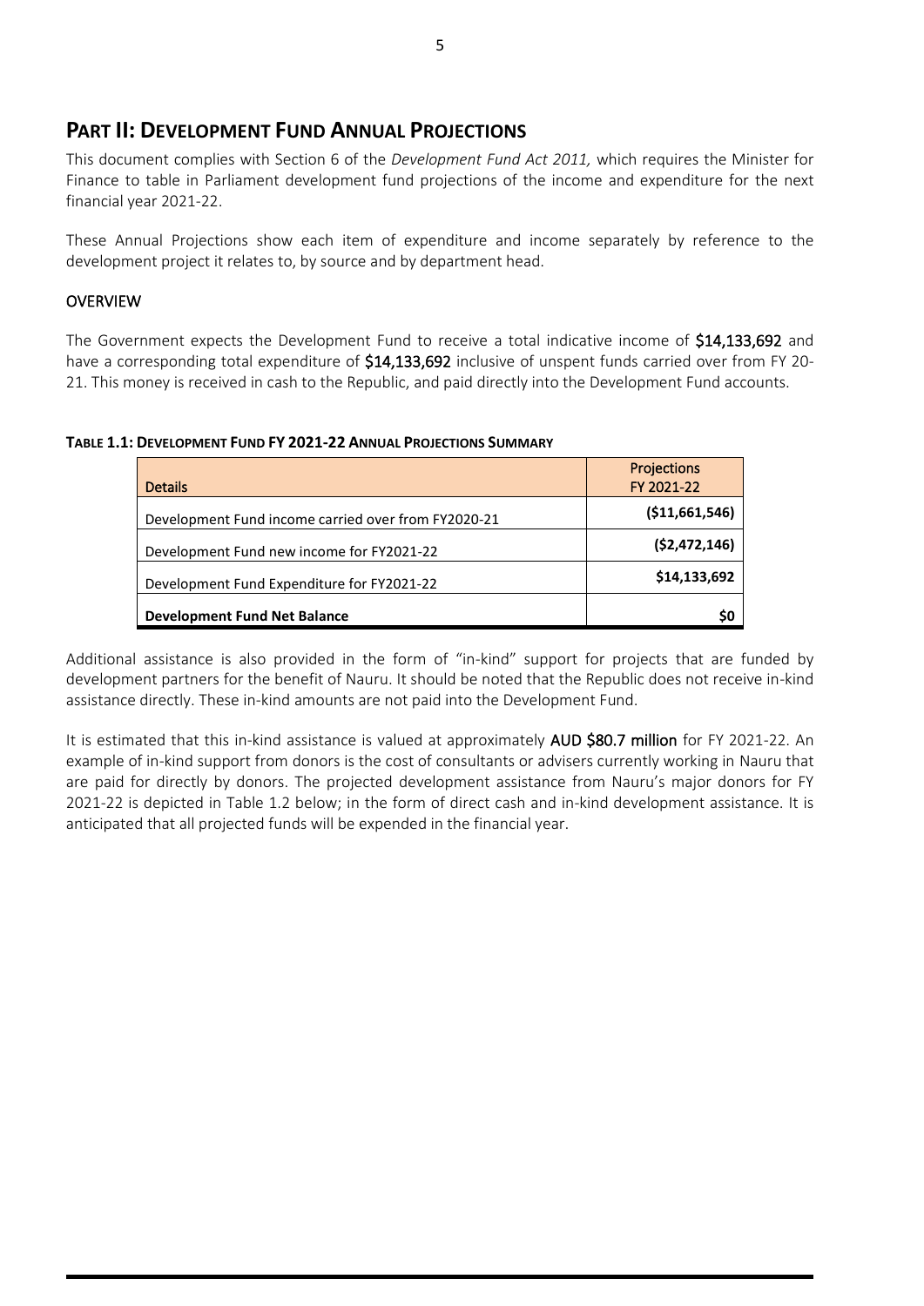## PART II: DEVELOPMENT FUND ANNUAL PROJECTIONS

This document complies with Section 6 of the *Development Fund Act 2011,* which requires the Minister for Finance to table in Parliament development fund projections of the income and expenditure for the next financial year 2021-22.

These Annual Projections show each item of expenditure and income separately by reference to the development project it relates to, by source and by department head.

### OVERVIEW

The Government expects the Development Fund to receive a total indicative income of **$14,133,692** and have a corresponding total expenditure of **$14,133,692** inclusive of unspent funds carried over from FY 20-21. This money is received in cash to the Republic, and paid directly into the Development Fund accounts.

**TABLE 1.1: DEVELOPMENT FUND FY 2021-22 ANNUAL PROJECTIONS SUMMARY**

| Details | Projections FY 2021-22 |
|---|---|
| Development Fund income carried over from FY2020-21 | **($11,661,546)** |
| Development Fund new income for FY2021-22 | **($2,472,146)** |
| Development Fund Expenditure for FY2021-22 | **$14,133,692** |
| **Development Fund Net Balance** | **$0** |

Additional assistance is also provided in the form of "in-kind" support for projects that are funded by development partners for the benefit of Nauru. It should be noted that the Republic does not receive in-kind assistance directly. These in-kind amounts are not paid into the Development Fund.

It is estimated that this in-kind assistance is valued at approximately **AUD $80.7 million** for FY 2021-22. An example of in-kind support from donors is the cost of consultants or advisers currently working in Nauru that are paid for directly by donors. The projected development assistance from Nauru's major donors for FY 2021-22 is depicted in Table 1.2 below; in the form of direct cash and in-kind development assistance. It is anticipated that all projected funds will be expended in the financial year.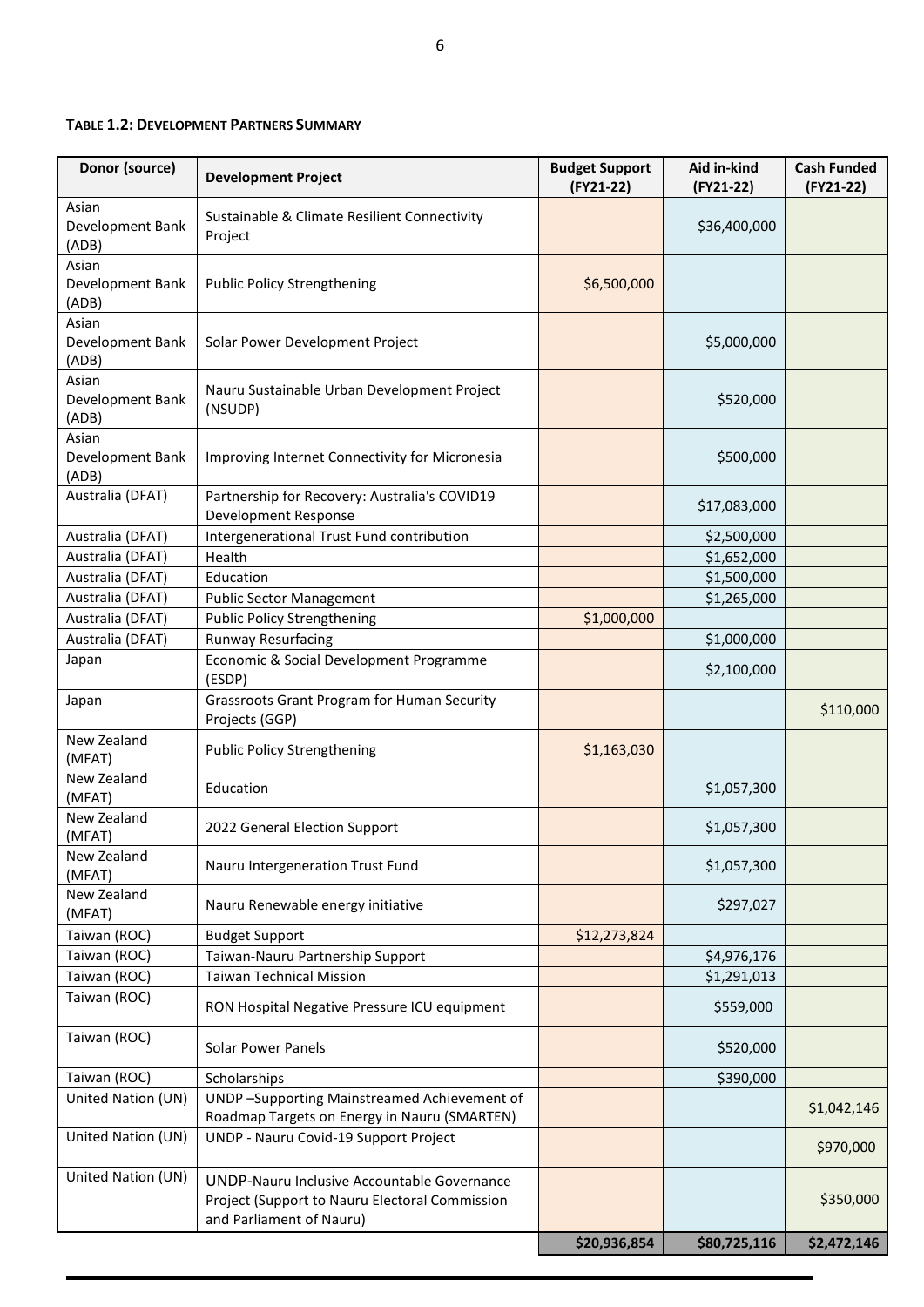**TABLE 1.2: DEVELOPMENT PARTNERS SUMMARY**

| Donor (source) | Development Project | Budget Support (FY21-22) | Aid in-kind (FY21-22) | Cash Funded (FY21-22) |
|---|---|---|---|---|
| Asian Development Bank (ADB) | Sustainable & Climate Resilient Connectivity Project | | $36,400,000 | |
| Asian Development Bank (ADB) | Public Policy Strengthening | $6,500,000 | | |
| Asian Development Bank (ADB) | Solar Power Development Project | | $5,000,000 | |
| Asian Development Bank (ADB) | Nauru Sustainable Urban Development Project (NSUDP) | | $520,000 | |
| Asian Development Bank (ADB) | Improving Internet Connectivity for Micronesia | | $500,000 | |
| Australia (DFAT) | Partnership for Recovery: Australia's COVID19 Development Response | | $17,083,000 | |
| Australia (DFAT) | Intergenerational Trust Fund contribution | | $2,500,000 | |
| Australia (DFAT) | Health | | $1,652,000 | |
| Australia (DFAT) | Education | | $1,500,000 | |
| Australia (DFAT) | Public Sector Management | | $1,265,000 | |
| Australia (DFAT) | Public Policy Strengthening | $1,000,000 | | |
| Australia (DFAT) | Runway Resurfacing | | $1,000,000 | |
| Japan | Economic & Social Development Programme (ESDP) | | $2,100,000 | |
| Japan | Grassroots Grant Program for Human Security Projects (GGP) | | | $110,000 |
| New Zealand (MFAT) | Public Policy Strengthening | $1,163,030 | | |
| New Zealand (MFAT) | Education | | $1,057,300 | |
| New Zealand (MFAT) | 2022 General Election Support | | $1,057,300 | |
| New Zealand (MFAT) | Nauru Intergeneration Trust Fund | | $1,057,300 | |
| New Zealand (MFAT) | Nauru Renewable energy initiative | | $297,027 | |
| Taiwan (ROC) | Budget Support | $12,273,824 | | |
| Taiwan (ROC) | Taiwan-Nauru Partnership Support | | $4,976,176 | |
| Taiwan (ROC) | Taiwan Technical Mission | | $1,291,013 | |
| Taiwan (ROC) | RON Hospital Negative Pressure ICU equipment | | $559,000 | |
| Taiwan (ROC) | Solar Power Panels | | $520,000 | |
| Taiwan (ROC) | Scholarships | | $390,000 | |
| United Nation (UN) | UNDP –Supporting Mainstreamed Achievement of Roadmap Targets on Energy in Nauru (SMARTEN) | | | $1,042,146 |
| United Nation (UN) | UNDP - Nauru Covid-19 Support Project | | | $970,000 |
| United Nation (UN) | UNDP-Nauru Inclusive Accountable Governance Project (Support to Nauru Electoral Commission and Parliament of Nauru) | | | $350,000 |
| | | **$20,936,854** | **$80,725,116** | **$2,472,146** |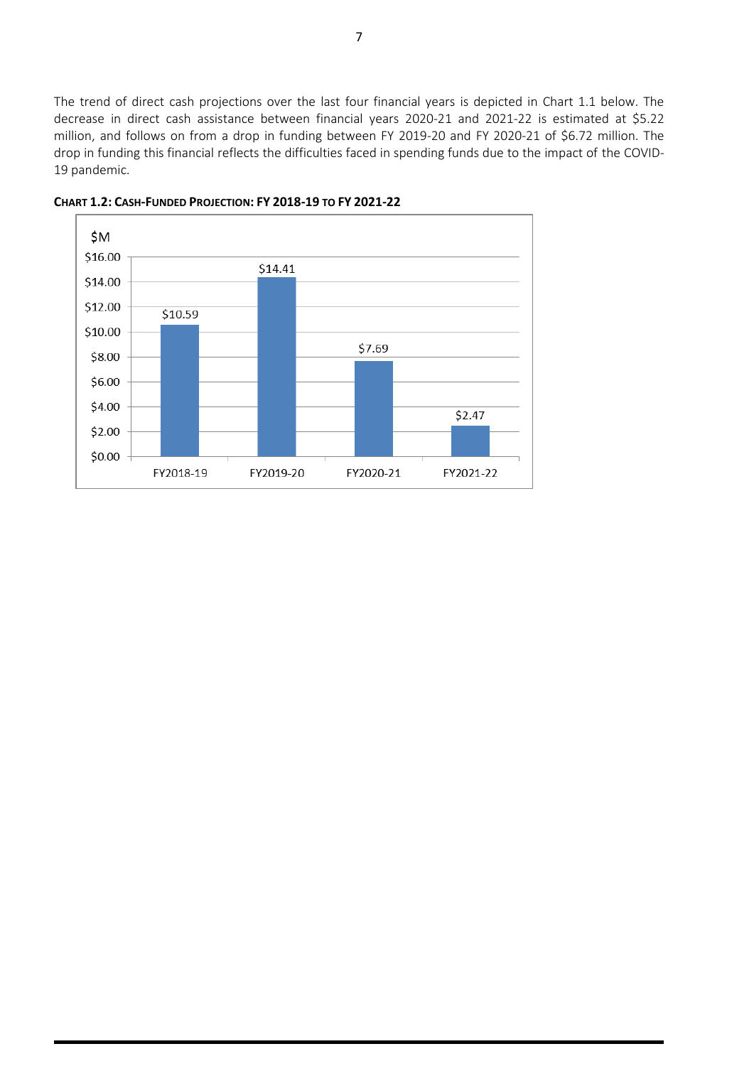The trend of direct cash projections over the last four financial years is depicted in Chart 1.1 below. The decrease in direct cash assistance between financial years 2020-21 and 2021-22 is estimated at $5.22 million, and follows on from a drop in funding between FY 2019-20 and FY 2020-21 of $6.72 million. The drop in funding this financial reflects the difficulties faced in spending funds due to the impact of the COVID-19 pandemic.

**CHART 1.2: CASH-FUNDED PROJECTION: FY 2018-19 TO FY 2021-22**

| | $M |
|---|---|
| FY2018-19 | $10.59 |
| FY2019-20 | $14.41 |
| FY2020-21 | $7.69 |
| FY2021-22 | $2.47 |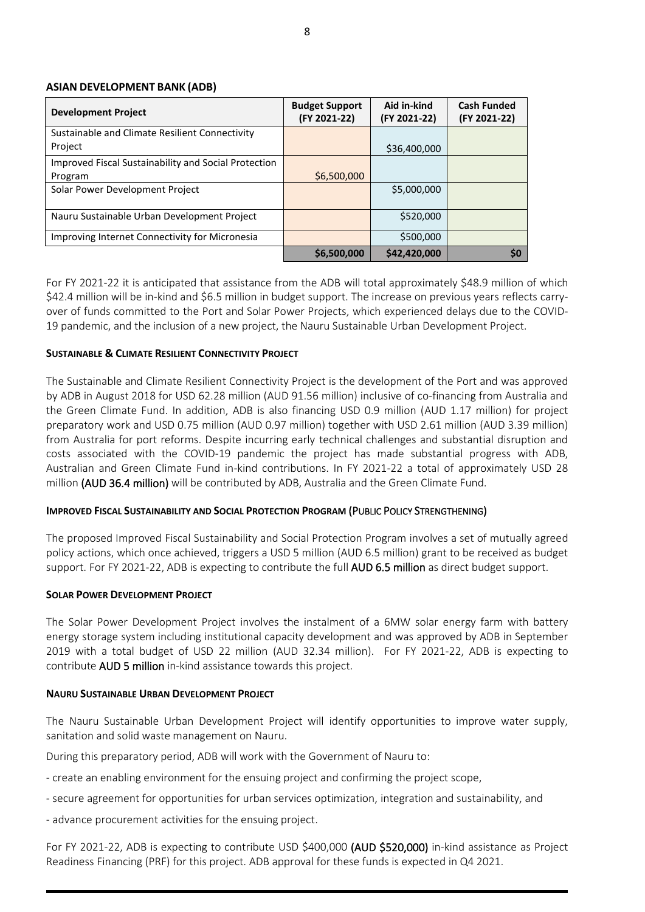## ASIAN DEVELOPMENT BANK (ADB)

| Development Project | Budget Support (FY 2021-22) | Aid in-kind (FY 2021-22) | Cash Funded (FY 2021-22) |
|---|---|---|---|
| Sustainable and Climate Resilient Connectivity Project | | $36,400,000 | |
| Improved Fiscal Sustainability and Social Protection Program | $6,500,000 | | |
| Solar Power Development Project | | $5,000,000 | |
| Nauru Sustainable Urban Development Project | | $520,000 | |
| Improving Internet Connectivity for Micronesia | | $500,000 | |
| | **$6,500,000** | **$42,420,000** | **$0** |

For FY 2021-22 it is anticipated that assistance from the ADB will total approximately $48.9 million of which $42.4 million will be in-kind and $6.5 million in budget support. The increase on previous years reflects carry-over of funds committed to the Port and Solar Power Projects, which experienced delays due to the COVID-19 pandemic, and the inclusion of a new project, the Nauru Sustainable Urban Development Project.

### SUSTAINABLE & CLIMATE RESILIENT CONNECTIVITY PROJECT

The Sustainable and Climate Resilient Connectivity Project is the development of the Port and was approved by ADB in August 2018 for USD 62.28 million (AUD 91.56 million) inclusive of co-financing from Australia and the Green Climate Fund. In addition, ADB is also financing USD 0.9 million (AUD 1.17 million) for project preparatory work and USD 0.75 million (AUD 0.97 million) together with USD 2.61 million (AUD 3.39 million) from Australia for port reforms. Despite incurring early technical challenges and substantial disruption and costs associated with the COVID-19 pandemic the project has made substantial progress with ADB, Australian and Green Climate Fund in-kind contributions. In FY 2021-22 a total of approximately USD 28 million **(AUD 36.4 million)** will be contributed by ADB, Australia and the Green Climate Fund.

### IMPROVED FISCAL SUSTAINABILITY AND SOCIAL PROTECTION PROGRAM (PUBLIC POLICY STRENGTHENING)

The proposed Improved Fiscal Sustainability and Social Protection Program involves a set of mutually agreed policy actions, which once achieved, triggers a USD 5 million (AUD 6.5 million) grant to be received as budget support. For FY 2021-22, ADB is expecting to contribute the full **AUD 6.5 million** as direct budget support.

### SOLAR POWER DEVELOPMENT PROJECT

The Solar Power Development Project involves the instalment of a 6MW solar energy farm with battery energy storage system including institutional capacity development and was approved by ADB in September 2019 with a total budget of USD 22 million (AUD 32.34 million). For FY 2021-22, ADB is expecting to contribute **AUD 5 million** in-kind assistance towards this project.

### NAURU SUSTAINABLE URBAN DEVELOPMENT PROJECT

The Nauru Sustainable Urban Development Project will identify opportunities to improve water supply, sanitation and solid waste management on Nauru.

During this preparatory period, ADB will work with the Government of Nauru to:

- create an enabling environment for the ensuing project and confirming the project scope,
- secure agreement for opportunities for urban services optimization, integration and sustainability, and
- advance procurement activities for the ensuing project.

For FY 2021-22, ADB is expecting to contribute USD $400,000 **(AUD $520,000)** in-kind assistance as Project Readiness Financing (PRF) for this project. ADB approval for these funds is expected in Q4 2021.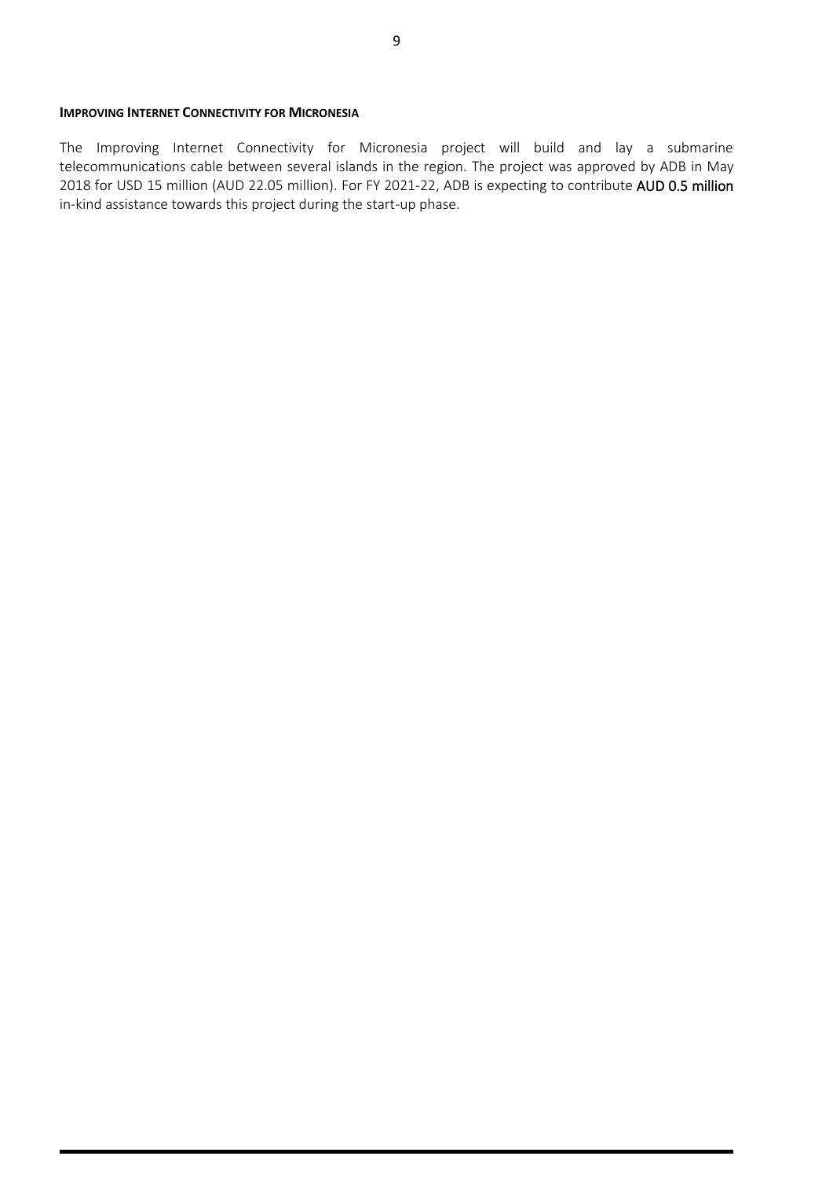### IMPROVING INTERNET CONNECTIVITY FOR MICRONESIA

The Improving Internet Connectivity for Micronesia project will build and lay a submarine telecommunications cable between several islands in the region. The project was approved by ADB in May 2018 for USD 15 million (AUD 22.05 million). For FY 2021-22, ADB is expecting to contribute **AUD 0.5 million** in-kind assistance towards this project during the start-up phase.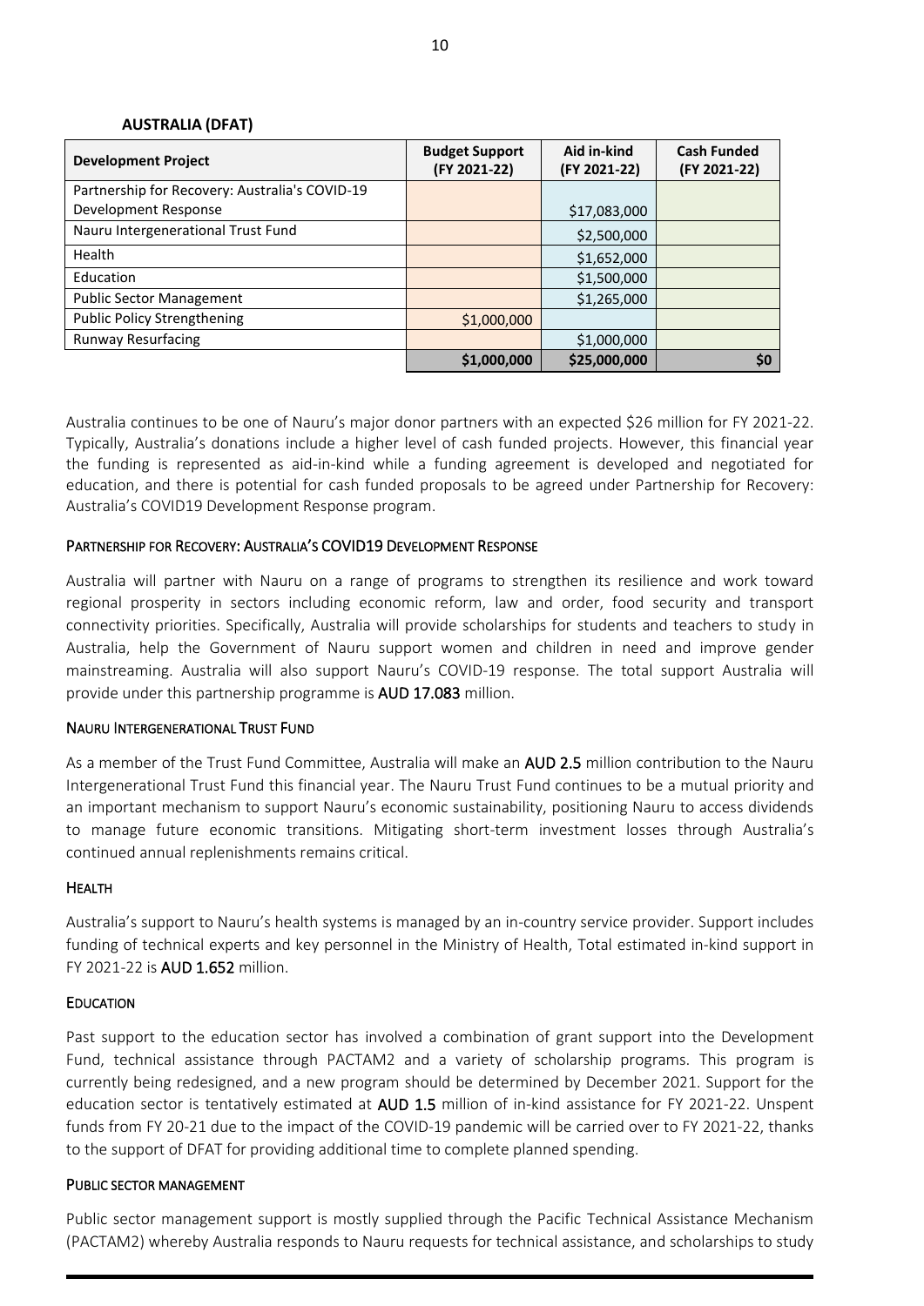### AUSTRALIA (DFAT)

| Development Project | Budget Support (FY 2021-22) | Aid in-kind (FY 2021-22) | Cash Funded (FY 2021-22) |
|---|---|---|---|
| Partnership for Recovery: Australia's COVID-19 Development Response | | $17,083,000 | |
| Nauru Intergenerational Trust Fund | | $2,500,000 | |
| Health | | $1,652,000 | |
| Education | | $1,500,000 | |
| Public Sector Management | | $1,265,000 | |
| Public Policy Strengthening | $1,000,000 | | |
| Runway Resurfacing | | $1,000,000 | |
| | **$1,000,000** | **$25,000,000** | **$0** |

Australia continues to be one of Nauru's major donor partners with an expected $26 million for FY 2021-22. Typically, Australia's donations include a higher level of cash funded projects. However, this financial year the funding is represented as aid-in-kind while a funding agreement is developed and negotiated for education, and there is potential for cash funded proposals to be agreed under Partnership for Recovery: Australia's COVID19 Development Response program.

#### PARTNERSHIP FOR RECOVERY: AUSTRALIA'S COVID19 DEVELOPMENT RESPONSE

Australia will partner with Nauru on a range of programs to strengthen its resilience and work toward regional prosperity in sectors including economic reform, law and order, food security and transport connectivity priorities. Specifically, Australia will provide scholarships for students and teachers to study in Australia, help the Government of Nauru support women and children in need and improve gender mainstreaming. Australia will also support Nauru's COVID-19 response. The total support Australia will provide under this partnership programme is AUD 17.083 million.

#### NAURU INTERGENERATIONAL TRUST FUND

As a member of the Trust Fund Committee, Australia will make an AUD 2.5 million contribution to the Nauru Intergenerational Trust Fund this financial year. The Nauru Trust Fund continues to be a mutual priority and an important mechanism to support Nauru's economic sustainability, positioning Nauru to access dividends to manage future economic transitions. Mitigating short-term investment losses through Australia's continued annual replenishments remains critical.

#### HEALTH

Australia's support to Nauru's health systems is managed by an in-country service provider. Support includes funding of technical experts and key personnel in the Ministry of Health, Total estimated in-kind support in FY 2021-22 is AUD 1.652 million.

#### EDUCATION

Past support to the education sector has involved a combination of grant support into the Development Fund, technical assistance through PACTAM2 and a variety of scholarship programs. This program is currently being redesigned, and a new program should be determined by December 2021. Support for the education sector is tentatively estimated at AUD 1.5 million of in-kind assistance for FY 2021-22. Unspent funds from FY 20-21 due to the impact of the COVID-19 pandemic will be carried over to FY 2021-22, thanks to the support of DFAT for providing additional time to complete planned spending.

#### PUBLIC SECTOR MANAGEMENT

Public sector management support is mostly supplied through the Pacific Technical Assistance Mechanism (PACTAM2) whereby Australia responds to Nauru requests for technical assistance, and scholarships to study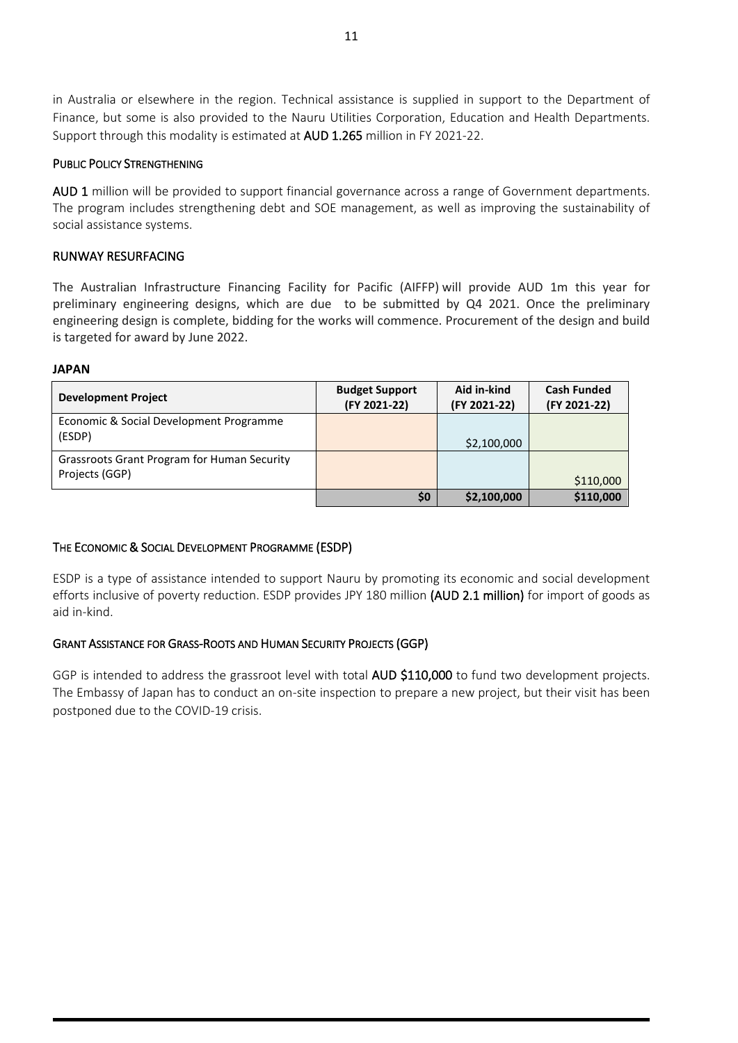in Australia or elsewhere in the region. Technical assistance is supplied in support to the Department of Finance, but some is also provided to the Nauru Utilities Corporation, Education and Health Departments. Support through this modality is estimated at AUD 1.265 million in FY 2021-22.

### PUBLIC POLICY STRENGTHENING

AUD 1 million will be provided to support financial governance across a range of Government departments. The program includes strengthening debt and SOE management, as well as improving the sustainability of social assistance systems.

### RUNWAY RESURFACING

The Australian Infrastructure Financing Facility for Pacific (AIFFP) will provide AUD 1m this year for preliminary engineering designs, which are due to be submitted by Q4 2021. Once the preliminary engineering design is complete, bidding for the works will commence. Procurement of the design and build is targeted for award by June 2022.

**JAPAN**

| Development Project | Budget Support (FY 2021-22) | Aid in-kind (FY 2021-22) | Cash Funded (FY 2021-22) |
|---|---|---|---|
| Economic & Social Development Programme (ESDP) | | $2,100,000 | |
| Grassroots Grant Program for Human Security Projects (GGP) | | | $110,000 |
| | **$0** | **$2,100,000** | **$110,000** |

### THE ECONOMIC & SOCIAL DEVELOPMENT PROGRAMME (ESDP)

ESDP is a type of assistance intended to support Nauru by promoting its economic and social development efforts inclusive of poverty reduction. ESDP provides JPY 180 million (AUD 2.1 million) for import of goods as aid in-kind.

### GRANT ASSISTANCE FOR GRASS-ROOTS AND HUMAN SECURITY PROJECTS (GGP)

GGP is intended to address the grassroot level with total AUD $110,000 to fund two development projects. The Embassy of Japan has to conduct an on-site inspection to prepare a new project, but their visit has been postponed due to the COVID-19 crisis.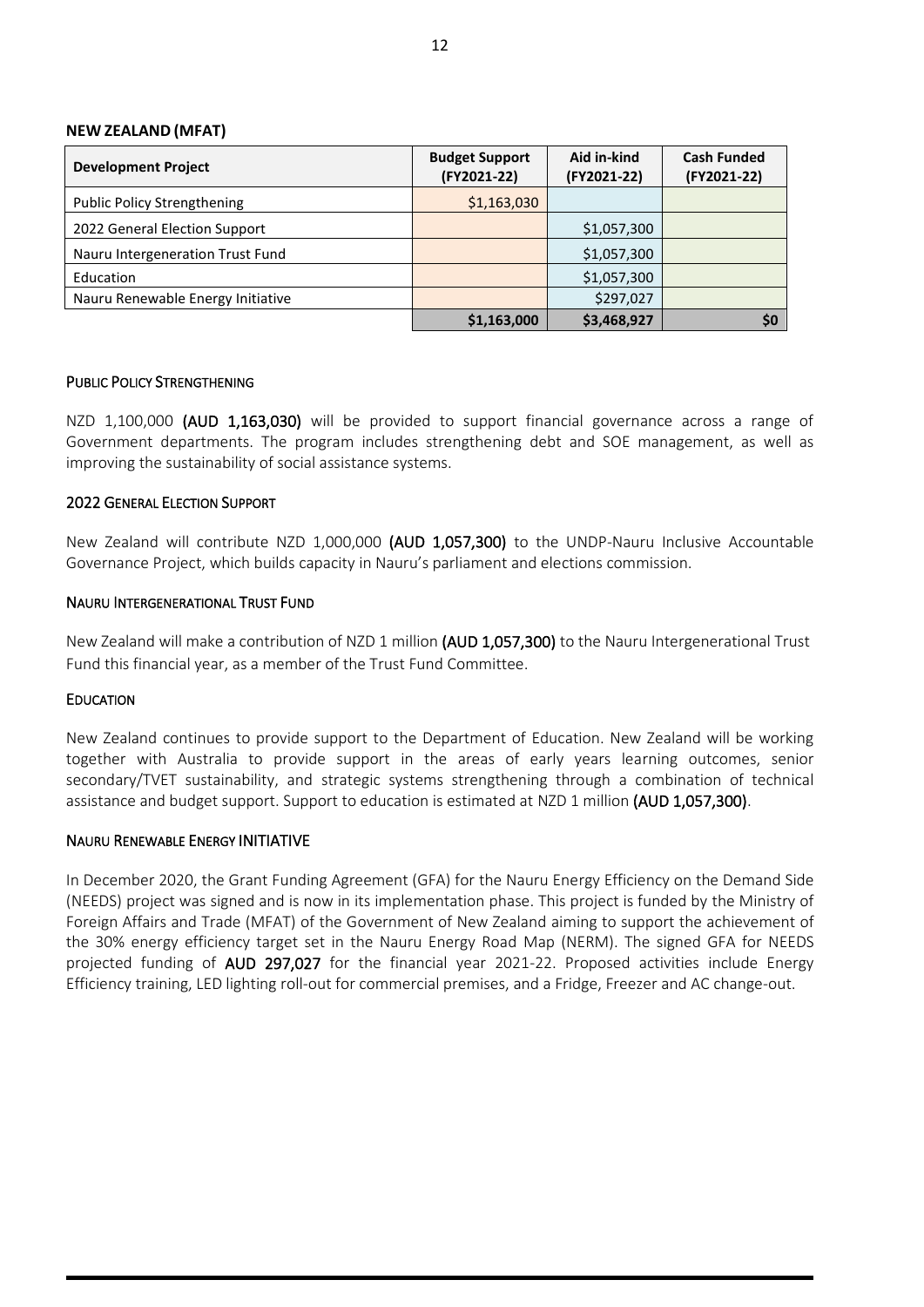**NEW ZEALAND (MFAT)**

| Development Project | Budget Support (FY2021-22) | Aid in-kind (FY2021-22) | Cash Funded (FY2021-22) |
|---|---|---|---|
| Public Policy Strengthening | $1,163,030 | | |
| 2022 General Election Support | | $1,057,300 | |
| Nauru Intergeneration Trust Fund | | $1,057,300 | |
| Education | | $1,057,300 | |
| Nauru Renewable Energy Initiative | | $297,027 | |
| | **$1,163,000** | **$3,468,927** | **$0** |

### PUBLIC POLICY STRENGTHENING

NZD 1,100,000 **(AUD 1,163,030)** will be provided to support financial governance across a range of Government departments. The program includes strengthening debt and SOE management, as well as improving the sustainability of social assistance systems.

### 2022 GENERAL ELECTION SUPPORT

New Zealand will contribute NZD 1,000,000 **(AUD 1,057,300)** to the UNDP-Nauru Inclusive Accountable Governance Project, which builds capacity in Nauru's parliament and elections commission.

### NAURU INTERGENERATIONAL TRUST FUND

New Zealand will make a contribution of NZD 1 million **(AUD 1,057,300)** to the Nauru Intergenerational Trust Fund this financial year, as a member of the Trust Fund Committee.

### EDUCATION

New Zealand continues to provide support to the Department of Education. New Zealand will be working together with Australia to provide support in the areas of early years learning outcomes, senior secondary/TVET sustainability, and strategic systems strengthening through a combination of technical assistance and budget support. Support to education is estimated at NZD 1 million **(AUD 1,057,300)**.

### NAURU RENEWABLE ENERGY INITIATIVE

In December 2020, the Grant Funding Agreement (GFA) for the Nauru Energy Efficiency on the Demand Side (NEEDS) project was signed and is now in its implementation phase. This project is funded by the Ministry of Foreign Affairs and Trade (MFAT) of the Government of New Zealand aiming to support the achievement of the 30% energy efficiency target set in the Nauru Energy Road Map (NERM). The signed GFA for NEEDS projected funding of **AUD 297,027** for the financial year 2021-22. Proposed activities include Energy Efficiency training, LED lighting roll-out for commercial premises, and a Fridge, Freezer and AC change-out.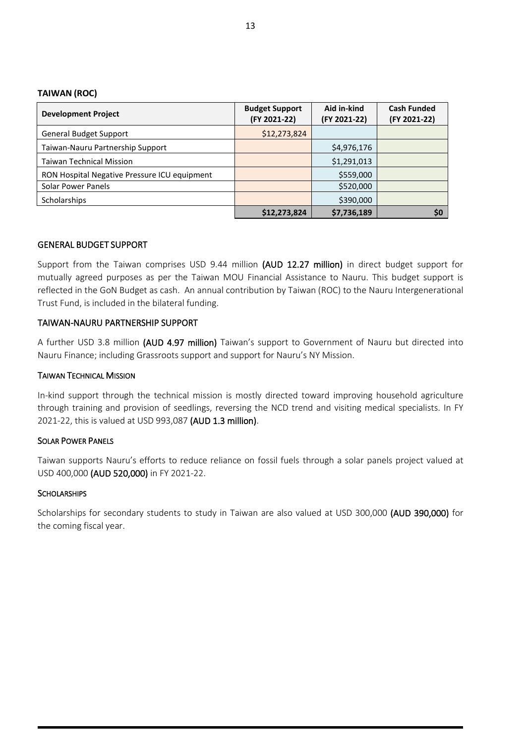**TAIWAN (ROC)**

| Development Project | Budget Support (FY 2021-22) | Aid in-kind (FY 2021-22) | Cash Funded (FY 2021-22) |
|---|---|---|---|
| General Budget Support | $12,273,824 | | |
| Taiwan-Nauru Partnership Support | | $4,976,176 | |
| Taiwan Technical Mission | | $1,291,013 | |
| RON Hospital Negative Pressure ICU equipment | | $559,000 | |
| Solar Power Panels | | $520,000 | |
| Scholarships | | $390,000 | |
| | **$12,273,824** | **$7,736,189** | **$0** |

## GENERAL BUDGET SUPPORT

Support from the Taiwan comprises USD 9.44 million **(AUD 12.27 million)** in direct budget support for mutually agreed purposes as per the Taiwan MOU Financial Assistance to Nauru. This budget support is reflected in the GoN Budget as cash. An annual contribution by Taiwan (ROC) to the Nauru Intergenerational Trust Fund, is included in the bilateral funding.

## TAIWAN-NAURU PARTNERSHIP SUPPORT

A further USD 3.8 million **(AUD 4.97 million)** Taiwan's support to Government of Nauru but directed into Nauru Finance; including Grassroots support and support for Nauru's NY Mission.

### TAIWAN TECHNICAL MISSION

In-kind support through the technical mission is mostly directed toward improving household agriculture through training and provision of seedlings, reversing the NCD trend and visiting medical specialists. In FY 2021-22, this is valued at USD 993,087 **(AUD 1.3 million)**.

### SOLAR POWER PANELS

Taiwan supports Nauru's efforts to reduce reliance on fossil fuels through a solar panels project valued at USD 400,000 **(AUD 520,000)** in FY 2021-22.

### SCHOLARSHIPS

Scholarships for secondary students to study in Taiwan are also valued at USD 300,000 **(AUD 390,000)** for the coming fiscal year.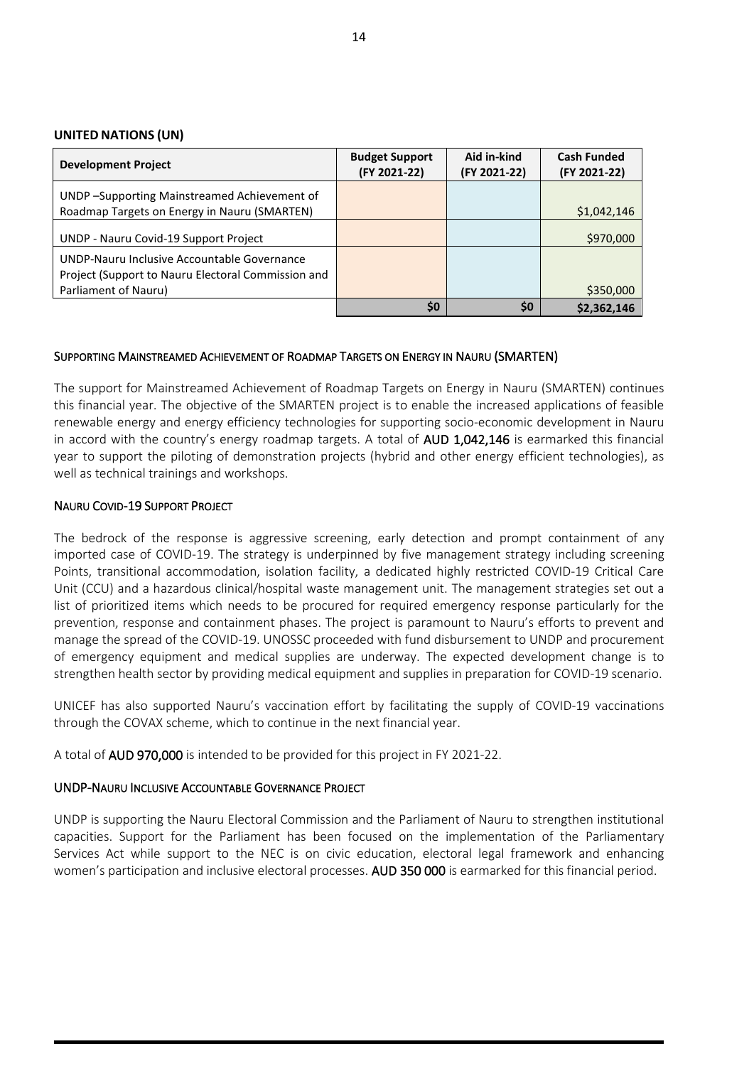## UNITED NATIONS (UN)

| Development Project | Budget Support (FY 2021-22) | Aid in-kind (FY 2021-22) | Cash Funded (FY 2021-22) |
|---|---|---|---|
| UNDP –Supporting Mainstreamed Achievement of Roadmap Targets on Energy in Nauru (SMARTEN) | | | \$1,042,146 |
| UNDP - Nauru Covid-19 Support Project | | | \$970,000 |
| UNDP-Nauru Inclusive Accountable Governance Project (Support to Nauru Electoral Commission and Parliament of Nauru) | | | \$350,000 |
| | \$0 | \$0 | \$2,362,146 |

### SUPPORTING MAINSTREAMED ACHIEVEMENT OF ROADMAP TARGETS ON ENERGY IN NAURU (SMARTEN)

The support for Mainstreamed Achievement of Roadmap Targets on Energy in Nauru (SMARTEN) continues this financial year. The objective of the SMARTEN project is to enable the increased applications of feasible renewable energy and energy efficiency technologies for supporting socio-economic development in Nauru in accord with the country's energy roadmap targets. A total of **AUD 1,042,146** is earmarked this financial year to support the piloting of demonstration projects (hybrid and other energy efficient technologies), as well as technical trainings and workshops.

### NAURU COVID-19 SUPPORT PROJECT

The bedrock of the response is aggressive screening, early detection and prompt containment of any imported case of COVID-19. The strategy is underpinned by five management strategy including screening Points, transitional accommodation, isolation facility, a dedicated highly restricted COVID-19 Critical Care Unit (CCU) and a hazardous clinical/hospital waste management unit. The management strategies set out a list of prioritized items which needs to be procured for required emergency response particularly for the prevention, response and containment phases. The project is paramount to Nauru's efforts to prevent and manage the spread of the COVID-19. UNOSSC proceeded with fund disbursement to UNDP and procurement of emergency equipment and medical supplies are underway. The expected development change is to strengthen health sector by providing medical equipment and supplies in preparation for COVID-19 scenario.

UNICEF has also supported Nauru's vaccination effort by facilitating the supply of COVID-19 vaccinations through the COVAX scheme, which to continue in the next financial year.

A total of **AUD 970,000** is intended to be provided for this project in FY 2021-22.

### UNDP-NAURU INCLUSIVE ACCOUNTABLE GOVERNANCE PROJECT

UNDP is supporting the Nauru Electoral Commission and the Parliament of Nauru to strengthen institutional capacities. Support for the Parliament has been focused on the implementation of the Parliamentary Services Act while support to the NEC is on civic education, electoral legal framework and enhancing women's participation and inclusive electoral processes. **AUD 350 000** is earmarked for this financial period.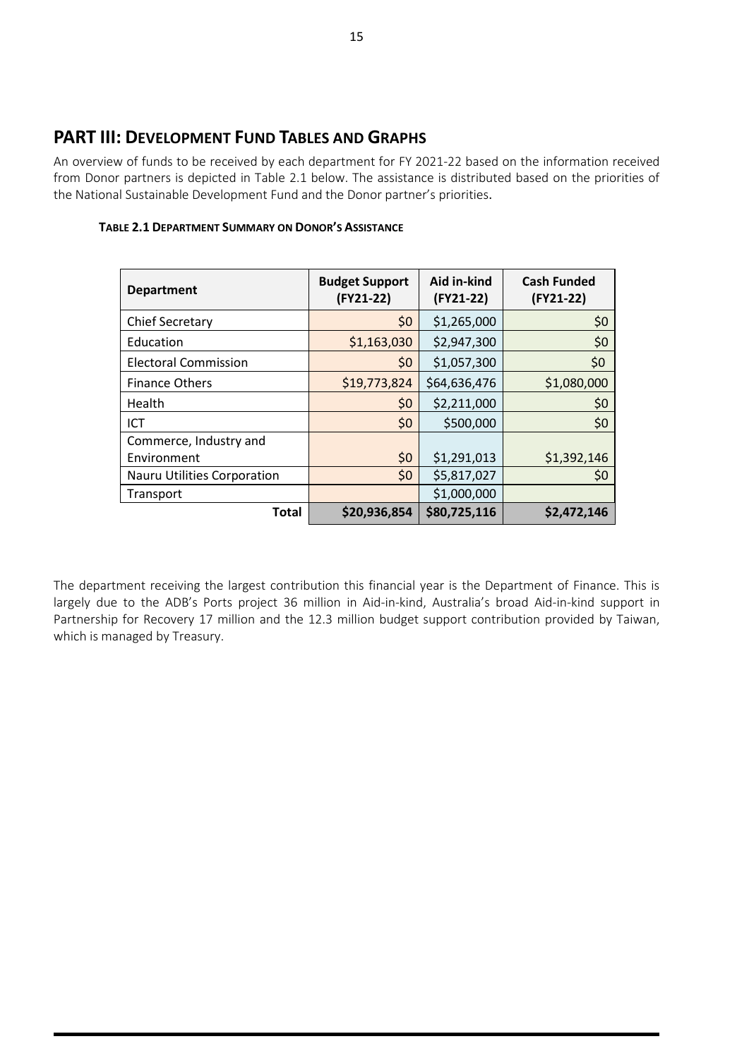## PART III: DEVELOPMENT FUND TABLES AND GRAPHS

An overview of funds to be received by each department for FY 2021-22 based on the information received from Donor partners is depicted in Table 2.1 below. The assistance is distributed based on the priorities of the National Sustainable Development Fund and the Donor partner's priorities.

**TABLE 2.1 DEPARTMENT SUMMARY ON DONOR'S ASSISTANCE**

| Department | Budget Support (FY21-22) | Aid in-kind (FY21-22) | Cash Funded (FY21-22) |
|---|---|---|---|
| Chief Secretary | $0 | $1,265,000 | $0 |
| Education | $1,163,030 | $2,947,300 | $0 |
| Electoral Commission | $0 | $1,057,300 | $0 |
| Finance Others | $19,773,824 | $64,636,476 | $1,080,000 |
| Health | $0 | $2,211,000 | $0 |
| ICT | $0 | $500,000 | $0 |
| Commerce, Industry and Environment | $0 | $1,291,013 | $1,392,146 |
| Nauru Utilities Corporation | $0 | $5,817,027 | $0 |
| Transport | | $1,000,000 | |
| **Total** | **$20,936,854** | **$80,725,116** | **$2,472,146** |

The department receiving the largest contribution this financial year is the Department of Finance. This is largely due to the ADB's Ports project 36 million in Aid-in-kind, Australia's broad Aid-in-kind support in Partnership for Recovery 17 million and the 12.3 million budget support contribution provided by Taiwan, which is managed by Treasury.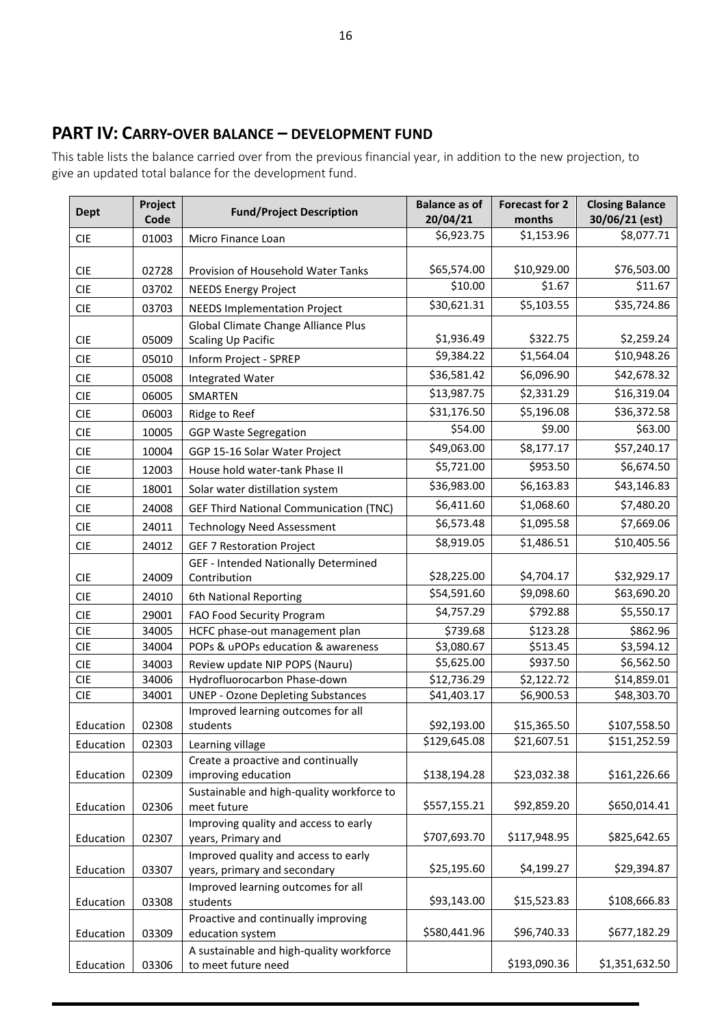## PART IV: CARRY-OVER BALANCE – DEVELOPMENT FUND

This table lists the balance carried over from the previous financial year, in addition to the new projection, to give an updated total balance for the development fund.

| Dept | Project Code | Fund/Project Description | Balance as of 20/04/21 | Forecast for 2 months | Closing Balance 30/06/21 (est) |
|---|---|---|---|---|---|
| CIE | 01003 | Micro Finance Loan | $6,923.75 | $1,153.96 | $8,077.71 |
| CIE | 02728 | Provision of Household Water Tanks | $65,574.00 | $10,929.00 | $76,503.00 |
| CIE | 03702 | NEEDS Energy Project | $10.00 | $1.67 | $11.67 |
| CIE | 03703 | NEEDS Implementation Project | $30,621.31 | $5,103.55 | $35,724.86 |
| CIE | 05009 | Global Climate Change Alliance Plus Scaling Up Pacific | $1,936.49 | $322.75 | $2,259.24 |
| CIE | 05010 | Inform Project - SPREP | $9,384.22 | $1,564.04 | $10,948.26 |
| CIE | 05008 | Integrated Water | $36,581.42 | $6,096.90 | $42,678.32 |
| CIE | 06005 | SMARTEN | $13,987.75 | $2,331.29 | $16,319.04 |
| CIE | 06003 | Ridge to Reef | $31,176.50 | $5,196.08 | $36,372.58 |
| CIE | 10005 | GGP Waste Segregation | $54.00 | $9.00 | $63.00 |
| CIE | 10004 | GGP 15-16 Solar Water Project | $49,063.00 | $8,177.17 | $57,240.17 |
| CIE | 12003 | House hold water-tank Phase II | $5,721.00 | $953.50 | $6,674.50 |
| CIE | 18001 | Solar water distillation system | $36,983.00 | $6,163.83 | $43,146.83 |
| CIE | 24008 | GEF Third National Communication (TNC) | $6,411.60 | $1,068.60 | $7,480.20 |
| CIE | 24011 | Technology Need Assessment | $6,573.48 | $1,095.58 | $7,669.06 |
| CIE | 24012 | GEF 7 Restoration Project | $8,919.05 | $1,486.51 | $10,405.56 |
| CIE | 24009 | GEF - Intended Nationally Determined Contribution | $28,225.00 | $4,704.17 | $32,929.17 |
| CIE | 24010 | 6th National Reporting | $54,591.60 | $9,098.60 | $63,690.20 |
| CIE | 29001 | FAO Food Security Program | $4,757.29 | $792.88 | $5,550.17 |
| CIE | 34005 | HCFC phase-out management plan | $739.68 | $123.28 | $862.96 |
| CIE | 34004 | POPs & uPOPs education & awareness | $3,080.67 | $513.45 | $3,594.12 |
| CIE | 34003 | Review update NIP POPS (Nauru) | $5,625.00 | $937.50 | $6,562.50 |
| CIE | 34006 | Hydrofluorocarbon Phase-down | $12,736.29 | $2,122.72 | $14,859.01 |
| CIE | 34001 | UNEP - Ozone Depleting Substances | $41,403.17 | $6,900.53 | $48,303.70 |
| Education | 02308 | Improved learning outcomes for all students | $92,193.00 | $15,365.50 | $107,558.50 |
| Education | 02303 | Learning village | $129,645.08 | $21,607.51 | $151,252.59 |
| Education | 02309 | Create a proactive and continually improving education | $138,194.28 | $23,032.38 | $161,226.66 |
| Education | 02306 | Sustainable and high-quality workforce to meet future | $557,155.21 | $92,859.20 | $650,014.41 |
| Education | 02307 | Improving quality and access to early years, Primary and | $707,693.70 | $117,948.95 | $825,642.65 |
| Education | 03307 | Improved quality and access to early years, primary and secondary | $25,195.60 | $4,199.27 | $29,394.87 |
| Education | 03308 | Improved learning outcomes for all students | $93,143.00 | $15,523.83 | $108,666.83 |
| Education | 03309 | Proactive and continually improving education system | $580,441.96 | $96,740.33 | $677,182.29 |
| Education | 03306 | A sustainable and high-quality workforce to meet future need | | $193,090.36 | $1,351,632.50 |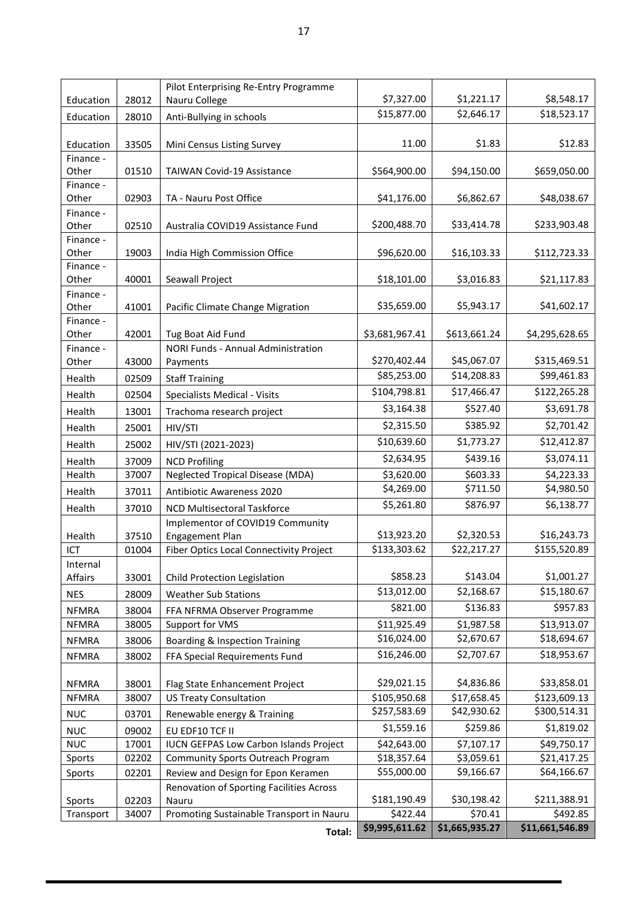| | | | | | |
|---|---|---|---|---|---|
| Education | 28012 | Pilot Enterprising Re-Entry Programme Nauru College | $7,327.00 | $1,221.17 | $8,548.17 |
| Education | 28010 | Anti-Bullying in schools | $15,877.00 | $2,646.17 | $18,523.17 |
| Education | 33505 | Mini Census Listing Survey | 11.00 | $1.83 | $12.83 |
| Finance - Other | 01510 | TAIWAN Covid-19 Assistance | $564,900.00 | $94,150.00 | $659,050.00 |
| Finance - Other | 02903 | TA - Nauru Post Office | $41,176.00 | $6,862.67 | $48,038.67 |
| Finance - Other | 02510 | Australia COVID19 Assistance Fund | $200,488.70 | $33,414.78 | $233,903.48 |
| Finance - Other | 19003 | India High Commission Office | $96,620.00 | $16,103.33 | $112,723.33 |
| Finance - Other | 40001 | Seawall Project | $18,101.00 | $3,016.83 | $21,117.83 |
| Finance - Other | 41001 | Pacific Climate Change Migration | $35,659.00 | $5,943.17 | $41,602.17 |
| Finance - Other | 42001 | Tug Boat Aid Fund | $3,681,967.41 | $613,661.24 | $4,295,628.65 |
| Finance - Other | 43000 | NORI Funds - Annual Administration Payments | $270,402.44 | $45,067.07 | $315,469.51 |
| Health | 02509 | Staff Training | $85,253.00 | $14,208.83 | $99,461.83 |
| Health | 02504 | Specialists Medical - Visits | $104,798.81 | $17,466.47 | $122,265.28 |
| Health | 13001 | Trachoma research project | $3,164.38 | $527.40 | $3,691.78 |
| Health | 25001 | HIV/STI | $2,315.50 | $385.92 | $2,701.42 |
| Health | 25002 | HIV/STI (2021-2023) | $10,639.60 | $1,773.27 | $12,412.87 |
| Health | 37009 | NCD Profiling | $2,634.95 | $439.16 | $3,074.11 |
| Health | 37007 | Neglected Tropical Disease (MDA) | $3,620.00 | $603.33 | $4,223.33 |
| Health | 37011 | Antibiotic Awareness 2020 | $4,269.00 | $711.50 | $4,980.50 |
| Health | 37010 | NCD Multisectoral Taskforce | $5,261.80 | $876.97 | $6,138.77 |
| Health | 37510 | Implementor of COVID19 Community Engagement Plan | $13,923.20 | $2,320.53 | $16,243.73 |
| ICT | 01004 | Fiber Optics Local Connectivity Project | $133,303.62 | $22,217.27 | $155,520.89 |
| Internal Affairs | 33001 | Child Protection Legislation | $858.23 | $143.04 | $1,001.27 |
| NES | 28009 | Weather Sub Stations | $13,012.00 | $2,168.67 | $15,180.67 |
| NFMRA | 38004 | FFA NFRMA Observer Programme | $821.00 | $136.83 | $957.83 |
| NFMRA | 38005 | Support for VMS | $11,925.49 | $1,987.58 | $13,913.07 |
| NFMRA | 38006 | Boarding & Inspection Training | $16,024.00 | $2,670.67 | $18,694.67 |
| NFMRA | 38002 | FFA Special Requirements Fund | $16,246.00 | $2,707.67 | $18,953.67 |
| NFMRA | 38001 | Flag State Enhancement Project | $29,021.15 | $4,836.86 | $33,858.01 |
| NFMRA | 38007 | US Treaty Consultation | $105,950.68 | $17,658.45 | $123,609.13 |
| NUC | 03701 | Renewable energy & Training | $257,583.69 | $42,930.62 | $300,514.31 |
| NUC | 09002 | EU EDF10 TCF II | $1,559.16 | $259.86 | $1,819.02 |
| NUC | 17001 | IUCN GEFPAS Low Carbon Islands Project | $42,643.00 | $7,107.17 | $49,750.17 |
| Sports | 02202 | Community Sports Outreach Program | $18,357.64 | $3,059.61 | $21,417.25 |
| Sports | 02201 | Review and Design for Epon Keramen | $55,000.00 | $9,166.67 | $64,166.67 |
| Sports | 02203 | Renovation of Sporting Facilities Across Nauru | $181,190.49 | $30,198.42 | $211,388.91 |
| Transport | 34007 | Promoting Sustainable Transport in Nauru | $422.44 | $70.41 | $492.85 |
| | | **Total:** | **$9,995,611.62** | **$1,665,935.27** | **$11,661,546.89** |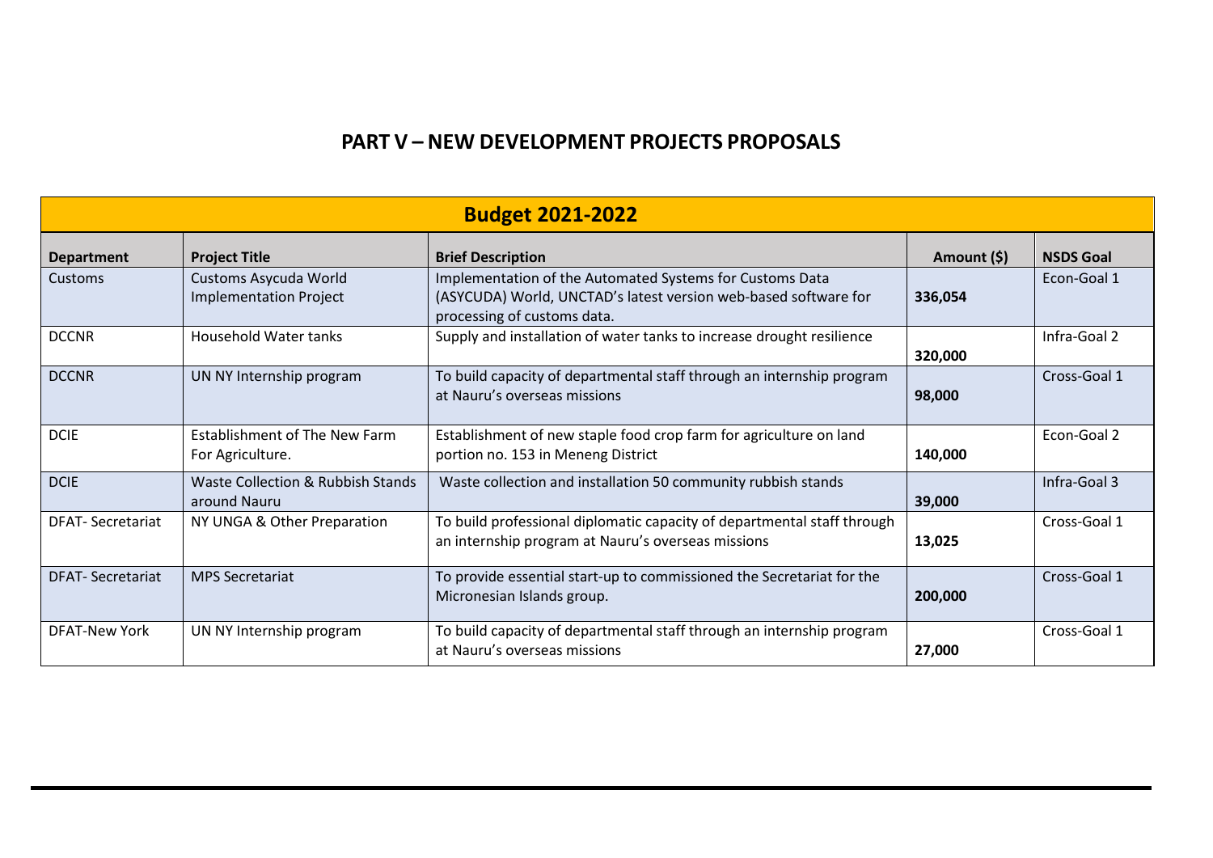# PART V – NEW DEVELOPMENT PROJECTS PROPOSALS

| **Budget 2021-2022** | | | | |
|---|---|---|---|---|
| **Department** | **Project Title** | **Brief Description** | **Amount ($)** | **NSDS Goal** |
| Customs | Customs Asycuda World Implementation Project | Implementation of the Automated Systems for Customs Data (ASYCUDA) World, UNCTAD's latest version web-based software for processing of customs data. | **336,054** | Econ-Goal 1 |
| DCCNR | Household Water tanks | Supply and installation of water tanks to increase drought resilience | **320,000** | Infra-Goal 2 |
| DCCNR | UN NY Internship program | To build capacity of departmental staff through an internship program at Nauru's overseas missions | **98,000** | Cross-Goal 1 |
| DCIE | Establishment of The New Farm For Agriculture. | Establishment of new staple food crop farm for agriculture on land portion no. 153 in Meneng District | **140,000** | Econ-Goal 2 |
| DCIE | Waste Collection & Rubbish Stands around Nauru | Waste collection and installation 50 community rubbish stands | **39,000** | Infra-Goal 3 |
| DFAT- Secretariat | NY UNGA & Other Preparation | To build professional diplomatic capacity of departmental staff through an internship program at Nauru's overseas missions | **13,025** | Cross-Goal 1 |
| DFAT- Secretariat | MPS Secretariat | To provide essential start-up to commissioned the Secretariat for the Micronesian Islands group. | **200,000** | Cross-Goal 1 |
| DFAT-New York | UN NY Internship program | To build capacity of departmental staff through an internship program at Nauru's overseas missions | **27,000** | Cross-Goal 1 |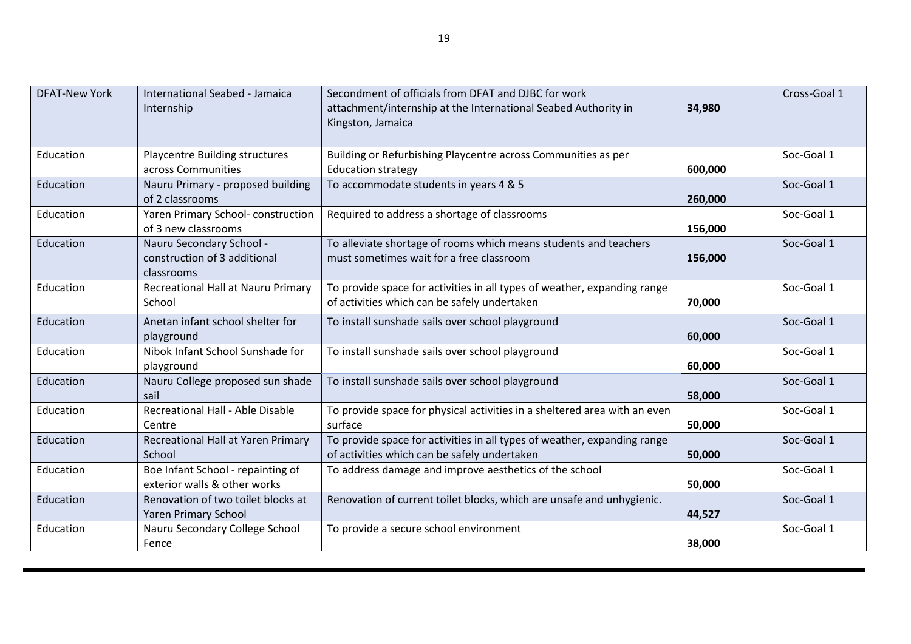| DFAT-New York | International Seabed - Jamaica Internship | Secondment of officials from DFAT and DJBC for work attachment/internship at the International Seabed Authority in Kingston, Jamaica | **34,980** | Cross-Goal 1 |
|---|---|---|---|---|
| Education | Playcentre Building structures across Communities | Building or Refurbishing Playcentre across Communities as per Education strategy | **600,000** | Soc-Goal 1 |
| Education | Nauru Primary - proposed building of 2 classrooms | To accommodate students in years 4 & 5 | **260,000** | Soc-Goal 1 |
| Education | Yaren Primary School- construction of 3 new classrooms | Required to address a shortage of classrooms | **156,000** | Soc-Goal 1 |
| Education | Nauru Secondary School - construction of 3 additional classrooms | To alleviate shortage of rooms which means students and teachers must sometimes wait for a free classroom | **156,000** | Soc-Goal 1 |
| Education | Recreational Hall at Nauru Primary School | To provide space for activities in all types of weather, expanding range of activities which can be safely undertaken | **70,000** | Soc-Goal 1 |
| Education | Anetan infant school shelter for playground | To install sunshade sails over school playground | **60,000** | Soc-Goal 1 |
| Education | Nibok Infant School Sunshade for playground | To install sunshade sails over school playground | **60,000** | Soc-Goal 1 |
| Education | Nauru College proposed sun shade sail | To install sunshade sails over school playground | **58,000** | Soc-Goal 1 |
| Education | Recreational Hall - Able Disable Centre | To provide space for physical activities in a sheltered area with an even surface | **50,000** | Soc-Goal 1 |
| Education | Recreational Hall at Yaren Primary School | To provide space for activities in all types of weather, expanding range of activities which can be safely undertaken | **50,000** | Soc-Goal 1 |
| Education | Boe Infant School - repainting of exterior walls & other works | To address damage and improve aesthetics of the school | **50,000** | Soc-Goal 1 |
| Education | Renovation of two toilet blocks at Yaren Primary School | Renovation of current toilet blocks, which are unsafe and unhygienic. | **44,527** | Soc-Goal 1 |
| Education | Nauru Secondary College School Fence | To provide a secure school environment | **38,000** | Soc-Goal 1 |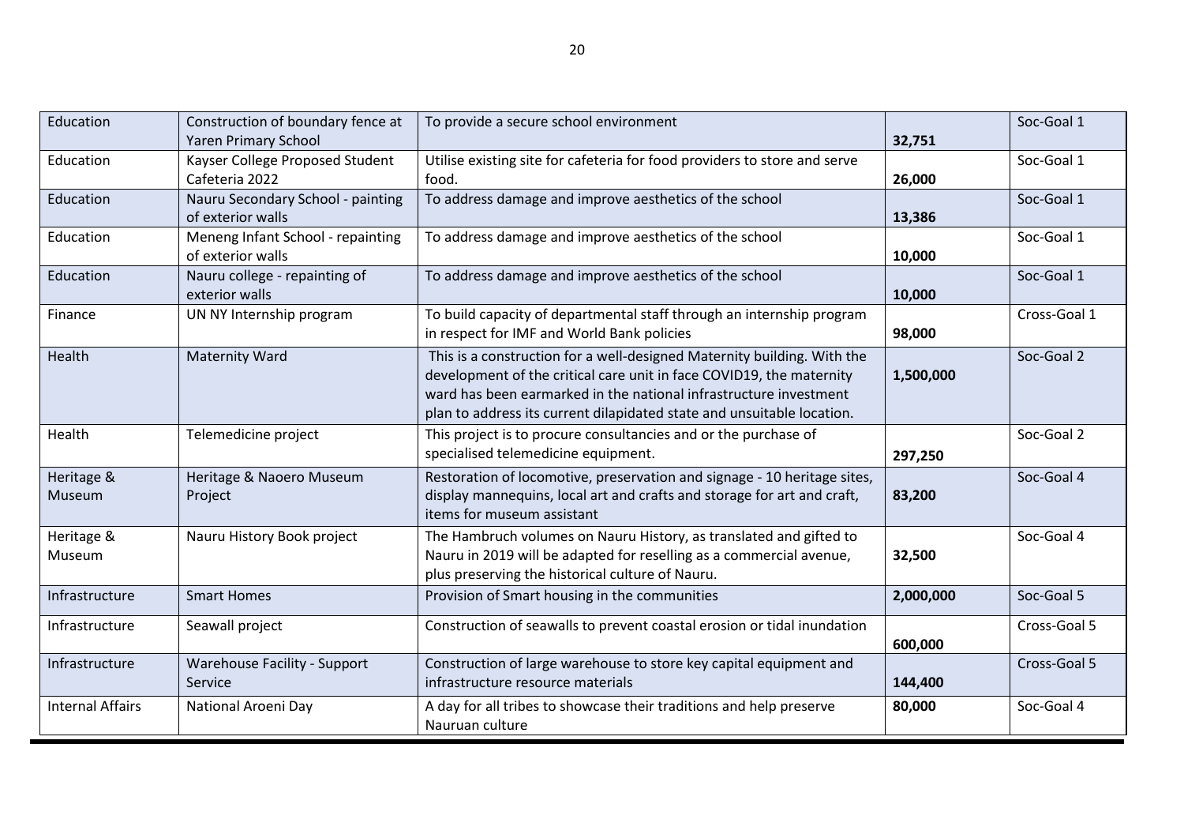| Education | Construction of boundary fence at Yaren Primary School | To provide a secure school environment | 32,751 | Soc-Goal 1 |
|---|---|---|---|---|
| Education | Kayser College Proposed Student Cafeteria 2022 | Utilise existing site for cafeteria for food providers to store and serve food. | 26,000 | Soc-Goal 1 |
| Education | Nauru Secondary School - painting of exterior walls | To address damage and improve aesthetics of the school | 13,386 | Soc-Goal 1 |
| Education | Meneng Infant School - repainting of exterior walls | To address damage and improve aesthetics of the school | 10,000 | Soc-Goal 1 |
| Education | Nauru college - repainting of exterior walls | To address damage and improve aesthetics of the school | 10,000 | Soc-Goal 1 |
| Finance | UN NY Internship program | To build capacity of departmental staff through an internship program in respect for IMF and World Bank policies | 98,000 | Cross-Goal 1 |
| Health | Maternity Ward | This is a construction for a well-designed Maternity building. With the development of the critical care unit in face COVID19, the maternity ward has been earmarked in the national infrastructure investment plan to address its current dilapidated state and unsuitable location. | 1,500,000 | Soc-Goal 2 |
| Health | Telemedicine project | This project is to procure consultancies and or the purchase of specialised telemedicine equipment. | 297,250 | Soc-Goal 2 |
| Heritage & Museum | Heritage & Naoero Museum Project | Restoration of locomotive, preservation and signage - 10 heritage sites, display mannequins, local art and crafts and storage for art and craft, items for museum assistant | 83,200 | Soc-Goal 4 |
| Heritage & Museum | Nauru History Book project | The Hambruch volumes on Nauru History, as translated and gifted to Nauru in 2019 will be adapted for reselling as a commercial avenue, plus preserving the historical culture of Nauru. | 32,500 | Soc-Goal 4 |
| Infrastructure | Smart Homes | Provision of Smart housing in the communities | 2,000,000 | Soc-Goal 5 |
| Infrastructure | Seawall project | Construction of seawalls to prevent coastal erosion or tidal inundation | 600,000 | Cross-Goal 5 |
| Infrastructure | Warehouse Facility - Support Service | Construction of large warehouse to store key capital equipment and infrastructure resource materials | 144,400 | Cross-Goal 5 |
| Internal Affairs | National Aroeni Day | A day for all tribes to showcase their traditions and help preserve Nauruan culture | 80,000 | Soc-Goal 4 |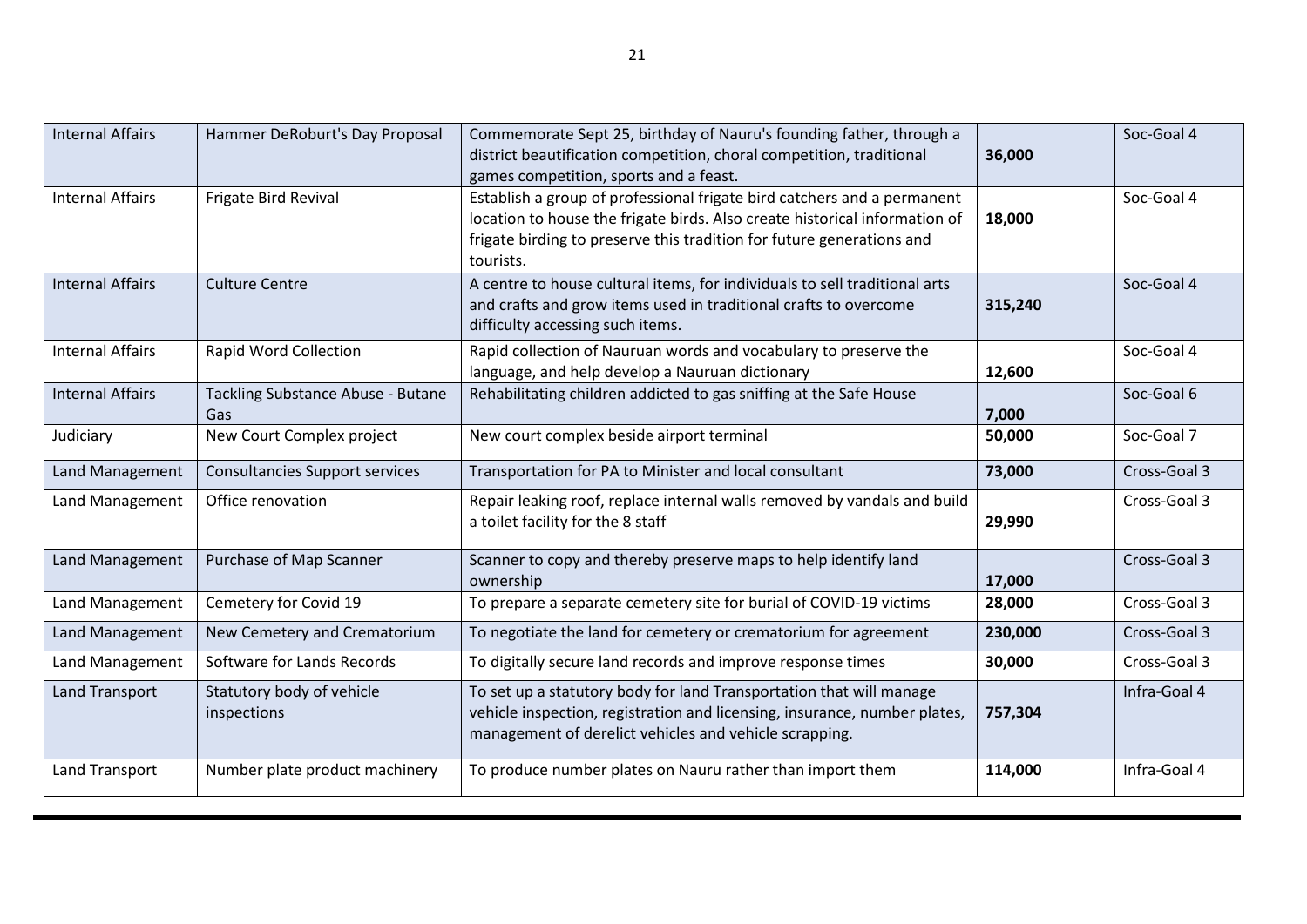| Internal Affairs | Hammer DeRoburt's Day Proposal | Commemorate Sept 25, birthday of Nauru's founding father, through a district beautification competition, choral competition, traditional games competition, sports and a feast. | **36,000** | Soc-Goal 4 |
|---|---|---|---|---|
| Internal Affairs | Frigate Bird Revival | Establish a group of professional frigate bird catchers and a permanent location to house the frigate birds. Also create historical information of frigate birding to preserve this tradition for future generations and tourists. | **18,000** | Soc-Goal 4 |
| Internal Affairs | Culture Centre | A centre to house cultural items, for individuals to sell traditional arts and crafts and grow items used in traditional crafts to overcome difficulty accessing such items. | **315,240** | Soc-Goal 4 |
| Internal Affairs | Rapid Word Collection | Rapid collection of Nauruan words and vocabulary to preserve the language, and help develop a Nauruan dictionary | **12,600** | Soc-Goal 4 |
| Internal Affairs | Tackling Substance Abuse - Butane Gas | Rehabilitating children addicted to gas sniffing at the Safe House | **7,000** | Soc-Goal 6 |
| Judiciary | New Court Complex project | New court complex beside airport terminal | **50,000** | Soc-Goal 7 |
| Land Management | Consultancies Support services | Transportation for PA to Minister and local consultant | **73,000** | Cross-Goal 3 |
| Land Management | Office renovation | Repair leaking roof, replace internal walls removed by vandals and build a toilet facility for the 8 staff | **29,990** | Cross-Goal 3 |
| Land Management | Purchase of Map Scanner | Scanner to copy and thereby preserve maps to help identify land ownership | **17,000** | Cross-Goal 3 |
| Land Management | Cemetery for Covid 19 | To prepare a separate cemetery site for burial of COVID-19 victims | **28,000** | Cross-Goal 3 |
| Land Management | New Cemetery and Crematorium | To negotiate the land for cemetery or crematorium for agreement | **230,000** | Cross-Goal 3 |
| Land Management | Software for Lands Records | To digitally secure land records and improve response times | **30,000** | Cross-Goal 3 |
| Land Transport | Statutory body of vehicle inspections | To set up a statutory body for land Transportation that will manage vehicle inspection, registration and licensing, insurance, number plates, management of derelict vehicles and vehicle scrapping. | **757,304** | Infra-Goal 4 |
| Land Transport | Number plate product machinery | To produce number plates on Nauru rather than import them | **114,000** | Infra-Goal 4 |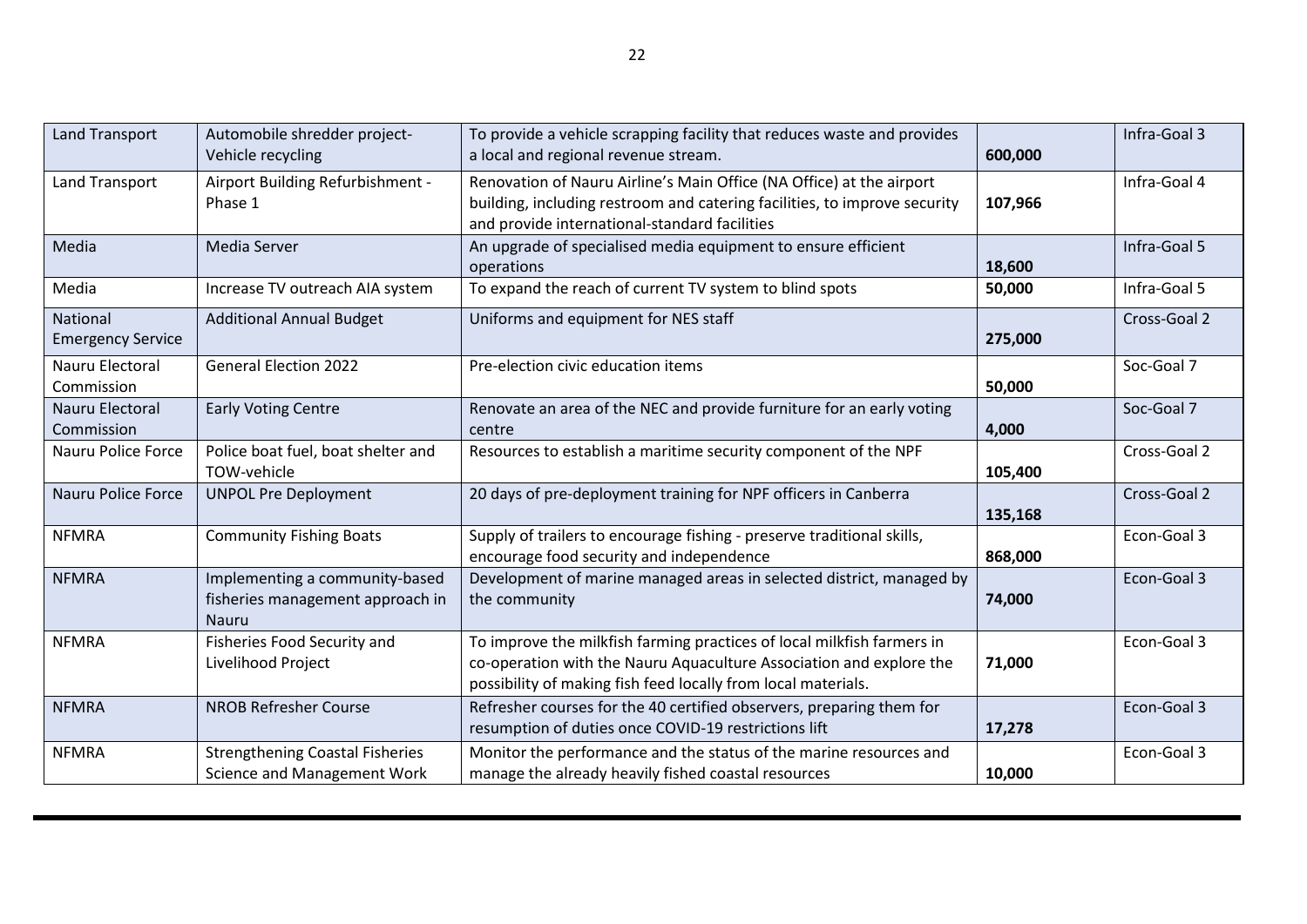| Land Transport | Automobile shredder project- Vehicle recycling | To provide a vehicle scrapping facility that reduces waste and provides a local and regional revenue stream. | **600,000** | Infra-Goal 3 |
|---|---|---|---|---|
| Land Transport | Airport Building Refurbishment - Phase 1 | Renovation of Nauru Airline's Main Office (NA Office) at the airport building, including restroom and catering facilities, to improve security and provide international-standard facilities | **107,966** | Infra-Goal 4 |
| Media | Media Server | An upgrade of specialised media equipment to ensure efficient operations | **18,600** | Infra-Goal 5 |
| Media | Increase TV outreach AIA system | To expand the reach of current TV system to blind spots | **50,000** | Infra-Goal 5 |
| National Emergency Service | Additional Annual Budget | Uniforms and equipment for NES staff | **275,000** | Cross-Goal 2 |
| Nauru Electoral Commission | General Election 2022 | Pre-election civic education items | **50,000** | Soc-Goal 7 |
| Nauru Electoral Commission | Early Voting Centre | Renovate an area of the NEC and provide furniture for an early voting centre | **4,000** | Soc-Goal 7 |
| Nauru Police Force | Police boat fuel, boat shelter and TOW-vehicle | Resources to establish a maritime security component of the NPF | **105,400** | Cross-Goal 2 |
| Nauru Police Force | UNPOL Pre Deployment | 20 days of pre-deployment training for NPF officers in Canberra | **135,168** | Cross-Goal 2 |
| NFMRA | Community Fishing Boats | Supply of trailers to encourage fishing - preserve traditional skills, encourage food security and independence | **868,000** | Econ-Goal 3 |
| NFMRA | Implementing a community-based fisheries management approach in Nauru | Development of marine managed areas in selected district, managed by the community | **74,000** | Econ-Goal 3 |
| NFMRA | Fisheries Food Security and Livelihood Project | To improve the milkfish farming practices of local milkfish farmers in co-operation with the Nauru Aquaculture Association and explore the possibility of making fish feed locally from local materials. | **71,000** | Econ-Goal 3 |
| NFMRA | NROB Refresher Course | Refresher courses for the 40 certified observers, preparing them for resumption of duties once COVID-19 restrictions lift | **17,278** | Econ-Goal 3 |
| NFMRA | Strengthening Coastal Fisheries Science and Management Work | Monitor the performance and the status of the marine resources and manage the already heavily fished coastal resources | **10,000** | Econ-Goal 3 |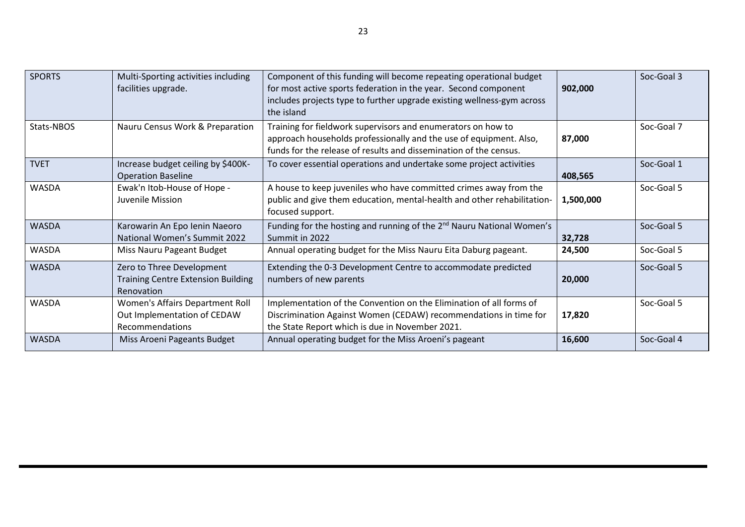| | | | | |
|---|---|---|---|---|
| SPORTS | Multi-Sporting activities including facilities upgrade. | Component of this funding will become repeating operational budget for most active sports federation in the year. Second component includes projects type to further upgrade existing wellness-gym across the island | **902,000** | Soc-Goal 3 |
| Stats-NBOS | Nauru Census Work & Preparation | Training for fieldwork supervisors and enumerators on how to approach households professionally and the use of equipment. Also, funds for the release of results and dissemination of the census. | **87,000** | Soc-Goal 7 |
| TVET | Increase budget ceiling by $400K- Operation Baseline | To cover essential operations and undertake some project activities | **408,565** | Soc-Goal 1 |
| WASDA | Ewak'n Itob-House of Hope - Juvenile Mission | A house to keep juveniles who have committed crimes away from the public and give them education, mental-health and other rehabilitation-focused support. | **1,500,000** | Soc-Goal 5 |
| WASDA | Karowarin An Epo Ienin Naeoro National Women's Summit 2022 | Funding for the hosting and running of the 2nd Nauru National Women's Summit in 2022 | **32,728** | Soc-Goal 5 |
| WASDA | Miss Nauru Pageant Budget | Annual operating budget for the Miss Nauru Eita Daburg pageant. | **24,500** | Soc-Goal 5 |
| WASDA | Zero to Three Development Training Centre Extension Building Renovation | Extending the 0-3 Development Centre to accommodate predicted numbers of new parents | **20,000** | Soc-Goal 5 |
| WASDA | Women's Affairs Department Roll Out Implementation of CEDAW Recommendations | Implementation of the Convention on the Elimination of all forms of Discrimination Against Women (CEDAW) recommendations in time for the State Report which is due in November 2021. | **17,820** | Soc-Goal 5 |
| WASDA | Miss Aroeni Pageants Budget | Annual operating budget for the Miss Aroeni's pageant | **16,600** | Soc-Goal 4 |